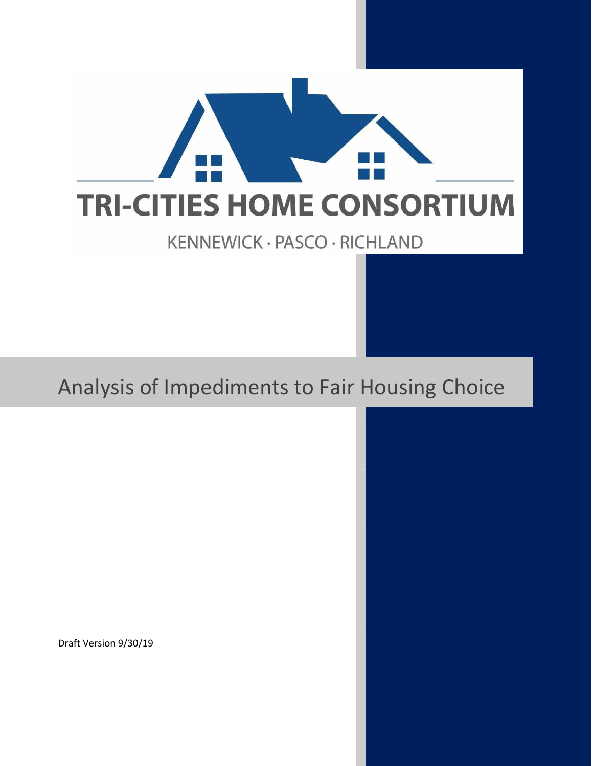# TRI-CITIES HOME CONSORTIUM

KENNEWICK · PASCO · RICHLAND

# Analysis of Impediments to Fair Housing Choice

Draft Version 9/30/19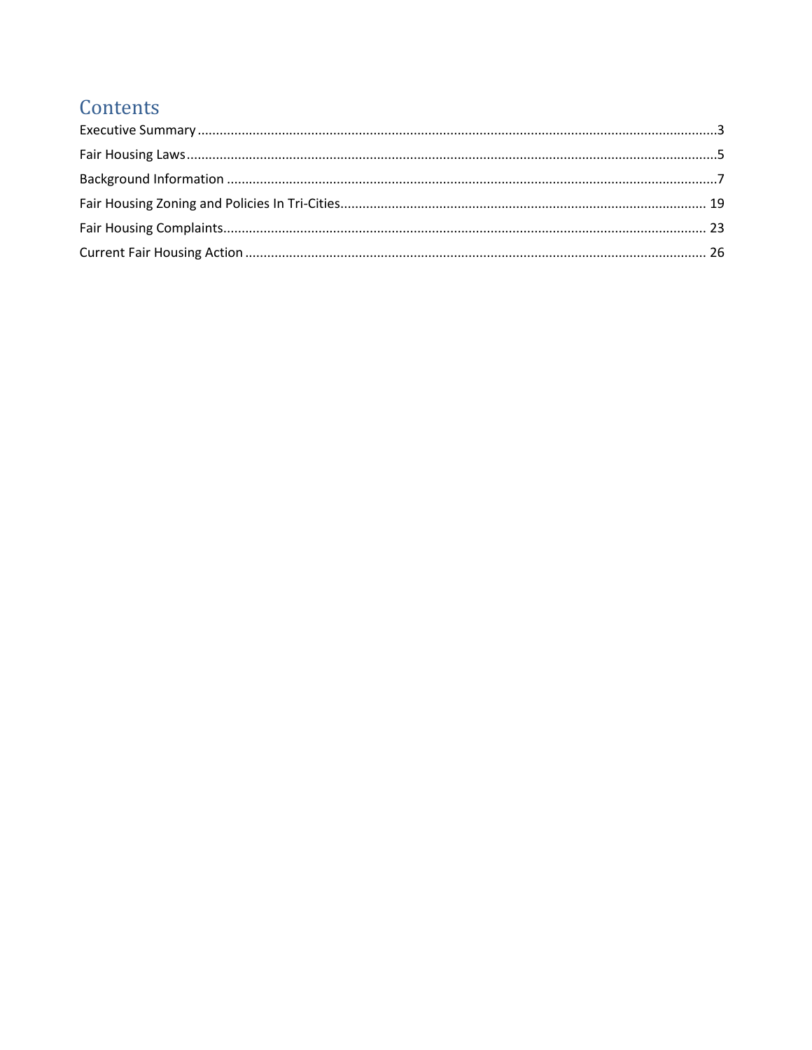# Contents

Executive Summary ........................................................................................................................................3

Fair Housing Laws...........................................................................................................................................5

Background Information ................................................................................................................................7

Fair Housing Zoning and Policies In Tri-Cities................................................................................................ 19

Fair Housing Complaints................................................................................................................................ 23

Current Fair Housing Action .......................................................................................................................... 26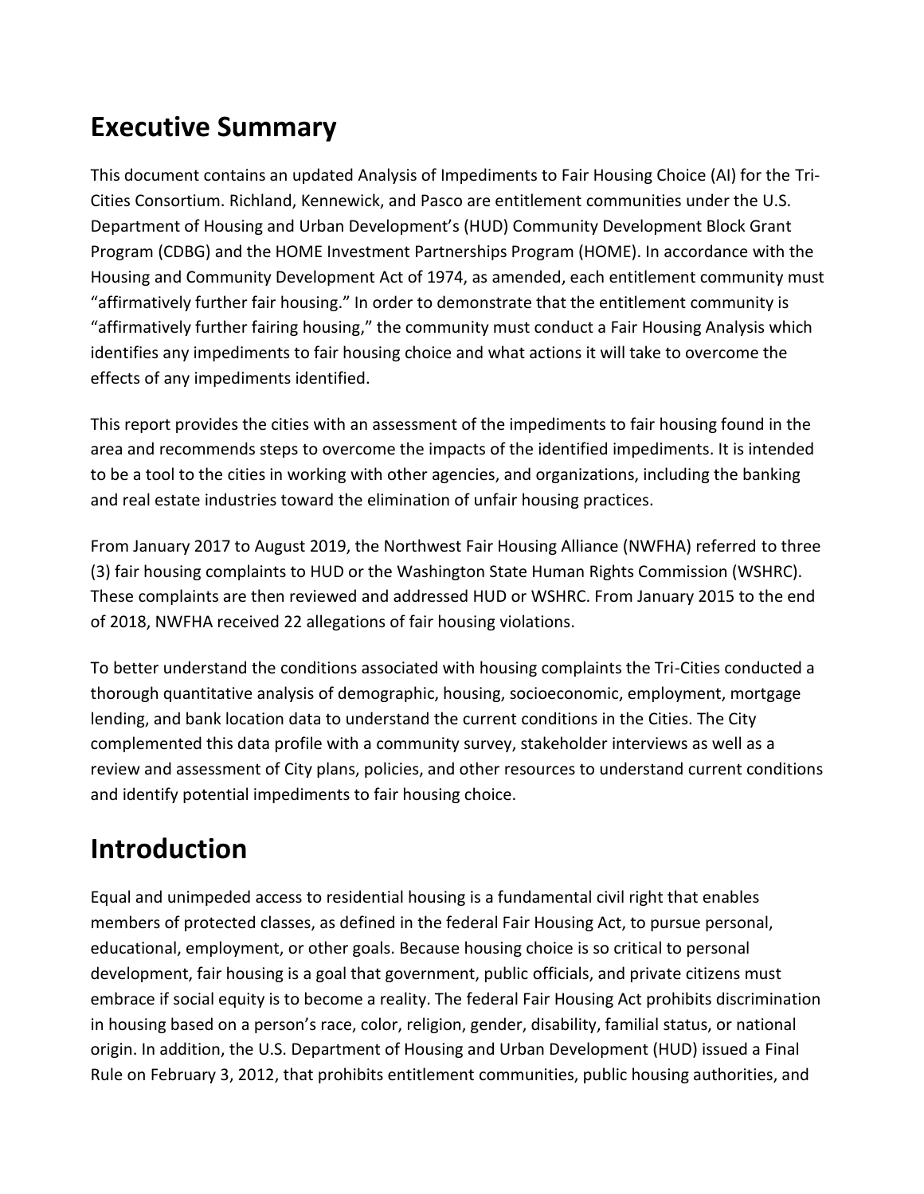## Executive Summary

This document contains an updated Analysis of Impediments to Fair Housing Choice (AI) for the Tri-Cities Consortium. Richland, Kennewick, and Pasco are entitlement communities under the U.S. Department of Housing and Urban Development's (HUD) Community Development Block Grant Program (CDBG) and the HOME Investment Partnerships Program (HOME). In accordance with the Housing and Community Development Act of 1974, as amended, each entitlement community must "affirmatively further fair housing." In order to demonstrate that the entitlement community is "affirmatively further fairing housing," the community must conduct a Fair Housing Analysis which identifies any impediments to fair housing choice and what actions it will take to overcome the effects of any impediments identified.

This report provides the cities with an assessment of the impediments to fair housing found in the area and recommends steps to overcome the impacts of the identified impediments. It is intended to be a tool to the cities in working with other agencies, and organizations, including the banking and real estate industries toward the elimination of unfair housing practices.

From January 2017 to August 2019, the Northwest Fair Housing Alliance (NWFHA) referred to three (3) fair housing complaints to HUD or the Washington State Human Rights Commission (WSHRC). These complaints are then reviewed and addressed HUD or WSHRC. From January 2015 to the end of 2018, NWFHA received 22 allegations of fair housing violations.

To better understand the conditions associated with housing complaints the Tri-Cities conducted a thorough quantitative analysis of demographic, housing, socioeconomic, employment, mortgage lending, and bank location data to understand the current conditions in the Cities. The City complemented this data profile with a community survey, stakeholder interviews as well as a review and assessment of City plans, policies, and other resources to understand current conditions and identify potential impediments to fair housing choice.

## Introduction

Equal and unimpeded access to residential housing is a fundamental civil right that enables members of protected classes, as defined in the federal Fair Housing Act, to pursue personal, educational, employment, or other goals. Because housing choice is so critical to personal development, fair housing is a goal that government, public officials, and private citizens must embrace if social equity is to become a reality. The federal Fair Housing Act prohibits discrimination in housing based on a person's race, color, religion, gender, disability, familial status, or national origin. In addition, the U.S. Department of Housing and Urban Development (HUD) issued a Final Rule on February 3, 2012, that prohibits entitlement communities, public housing authorities, and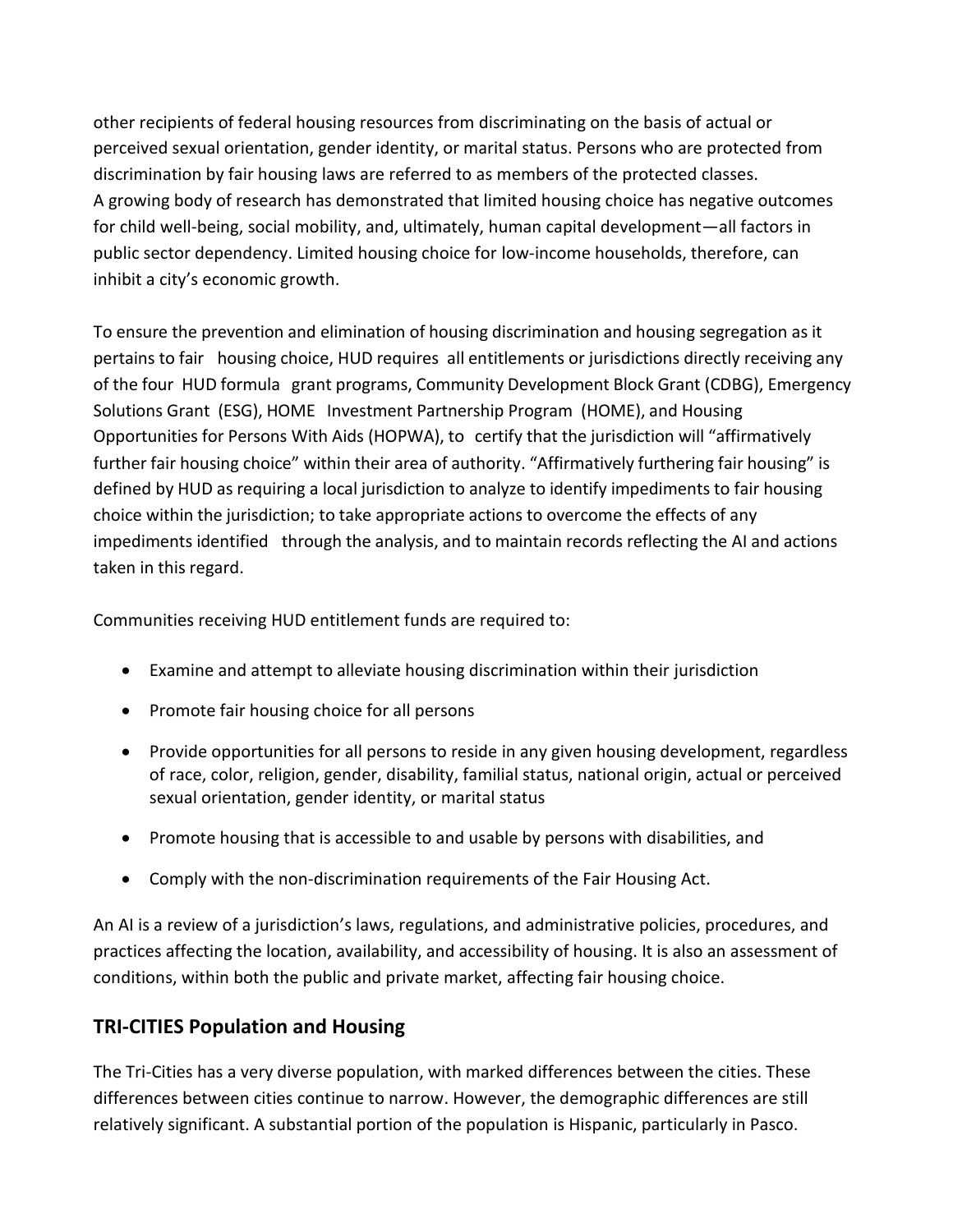other recipients of federal housing resources from discriminating on the basis of actual or perceived sexual orientation, gender identity, or marital status. Persons who are protected from discrimination by fair housing laws are referred to as members of the protected classes.
A growing body of research has demonstrated that limited housing choice has negative outcomes for child well-being, social mobility, and, ultimately, human capital development—all factors in public sector dependency. Limited housing choice for low-income households, therefore, can inhibit a city's economic growth.

To ensure the prevention and elimination of housing discrimination and housing segregation as it pertains to fair housing choice, HUD requires all entitlements or jurisdictions directly receiving any of the four HUD formula grant programs, Community Development Block Grant (CDBG), Emergency Solutions Grant (ESG), HOME Investment Partnership Program (HOME), and Housing Opportunities for Persons With Aids (HOPWA), to certify that the jurisdiction will "affirmatively further fair housing choice" within their area of authority. "Affirmatively furthering fair housing" is defined by HUD as requiring a local jurisdiction to analyze to identify impediments to fair housing choice within the jurisdiction; to take appropriate actions to overcome the effects of any impediments identified through the analysis, and to maintain records reflecting the AI and actions taken in this regard.

Communities receiving HUD entitlement funds are required to:

- Examine and attempt to alleviate housing discrimination within their jurisdiction
- Promote fair housing choice for all persons
- Provide opportunities for all persons to reside in any given housing development, regardless of race, color, religion, gender, disability, familial status, national origin, actual or perceived sexual orientation, gender identity, or marital status
- Promote housing that is accessible to and usable by persons with disabilities, and
- Comply with the non-discrimination requirements of the Fair Housing Act.

An AI is a review of a jurisdiction's laws, regulations, and administrative policies, procedures, and practices affecting the location, availability, and accessibility of housing. It is also an assessment of conditions, within both the public and private market, affecting fair housing choice.

## TRI-CITIES Population and Housing

The Tri-Cities has a very diverse population, with marked differences between the cities. These differences between cities continue to narrow. However, the demographic differences are still relatively significant. A substantial portion of the population is Hispanic, particularly in Pasco.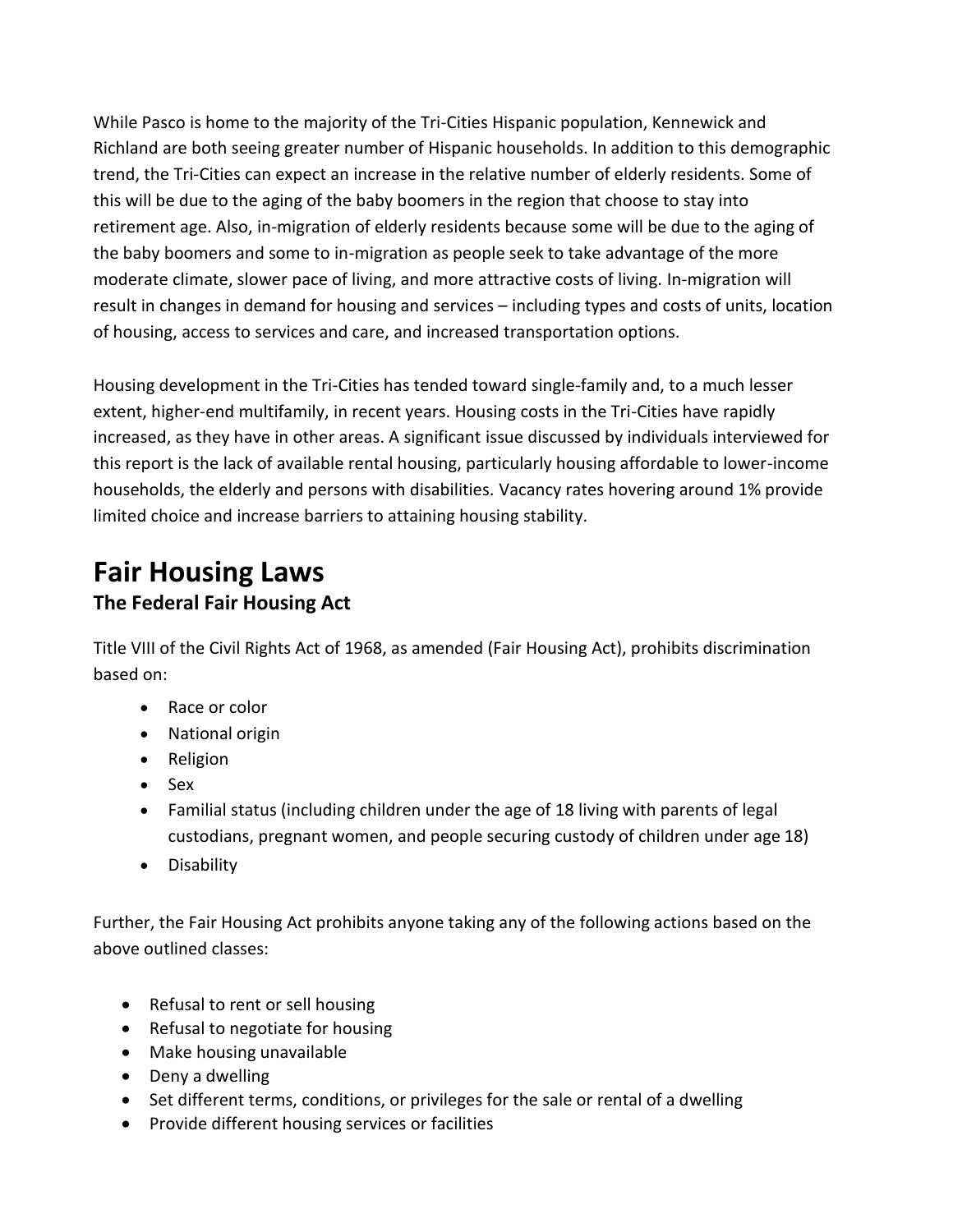While Pasco is home to the majority of the Tri-Cities Hispanic population, Kennewick and Richland are both seeing greater number of Hispanic households. In addition to this demographic trend, the Tri-Cities can expect an increase in the relative number of elderly residents. Some of this will be due to the aging of the baby boomers in the region that choose to stay into retirement age. Also, in-migration of elderly residents because some will be due to the aging of the baby boomers and some to in-migration as people seek to take advantage of the more moderate climate, slower pace of living, and more attractive costs of living. In-migration will result in changes in demand for housing and services – including types and costs of units, location of housing, access to services and care, and increased transportation options.

Housing development in the Tri-Cities has tended toward single-family and, to a much lesser extent, higher-end multifamily, in recent years. Housing costs in the Tri-Cities have rapidly increased, as they have in other areas. A significant issue discussed by individuals interviewed for this report is the lack of available rental housing, particularly housing affordable to lower-income households, the elderly and persons with disabilities. Vacancy rates hovering around 1% provide limited choice and increase barriers to attaining housing stability.

# Fair Housing Laws

## The Federal Fair Housing Act

Title VIII of the Civil Rights Act of 1968, as amended (Fair Housing Act), prohibits discrimination based on:

- Race or color
- National origin
- Religion
- Sex
- Familial status (including children under the age of 18 living with parents of legal custodians, pregnant women, and people securing custody of children under age 18)
- Disability

Further, the Fair Housing Act prohibits anyone taking any of the following actions based on the above outlined classes:

- Refusal to rent or sell housing
- Refusal to negotiate for housing
- Make housing unavailable
- Deny a dwelling
- Set different terms, conditions, or privileges for the sale or rental of a dwelling
- Provide different housing services or facilities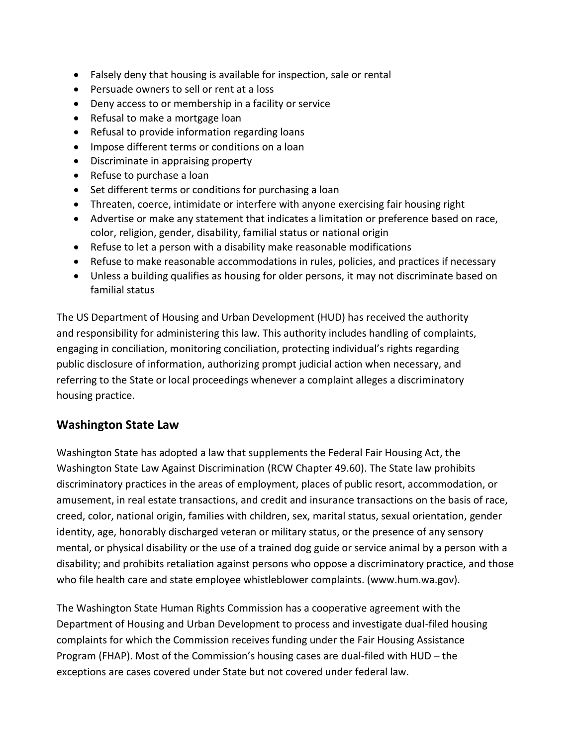- Falsely deny that housing is available for inspection, sale or rental
- Persuade owners to sell or rent at a loss
- Deny access to or membership in a facility or service
- Refusal to make a mortgage loan
- Refusal to provide information regarding loans
- Impose different terms or conditions on a loan
- Discriminate in appraising property
- Refuse to purchase a loan
- Set different terms or conditions for purchasing a loan
- Threaten, coerce, intimidate or interfere with anyone exercising fair housing right
- Advertise or make any statement that indicates a limitation or preference based on race, color, religion, gender, disability, familial status or national origin
- Refuse to let a person with a disability make reasonable modifications
- Refuse to make reasonable accommodations in rules, policies, and practices if necessary
- Unless a building qualifies as housing for older persons, it may not discriminate based on familial status

The US Department of Housing and Urban Development (HUD) has received the authority and responsibility for administering this law. This authority includes handling of complaints, engaging in conciliation, monitoring conciliation, protecting individual's rights regarding public disclosure of information, authorizing prompt judicial action when necessary, and referring to the State or local proceedings whenever a complaint alleges a discriminatory housing practice.

## Washington State Law

Washington State has adopted a law that supplements the Federal Fair Housing Act, the Washington State Law Against Discrimination (RCW Chapter 49.60). The State law prohibits discriminatory practices in the areas of employment, places of public resort, accommodation, or amusement, in real estate transactions, and credit and insurance transactions on the basis of race, creed, color, national origin, families with children, sex, marital status, sexual orientation, gender identity, age, honorably discharged veteran or military status, or the presence of any sensory mental, or physical disability or the use of a trained dog guide or service animal by a person with a disability; and prohibits retaliation against persons who oppose a discriminatory practice, and those who file health care and state employee whistleblower complaints. (www.hum.wa.gov).

The Washington State Human Rights Commission has a cooperative agreement with the Department of Housing and Urban Development to process and investigate dual-filed housing complaints for which the Commission receives funding under the Fair Housing Assistance Program (FHAP). Most of the Commission's housing cases are dual-filed with HUD – the exceptions are cases covered under State but not covered under federal law.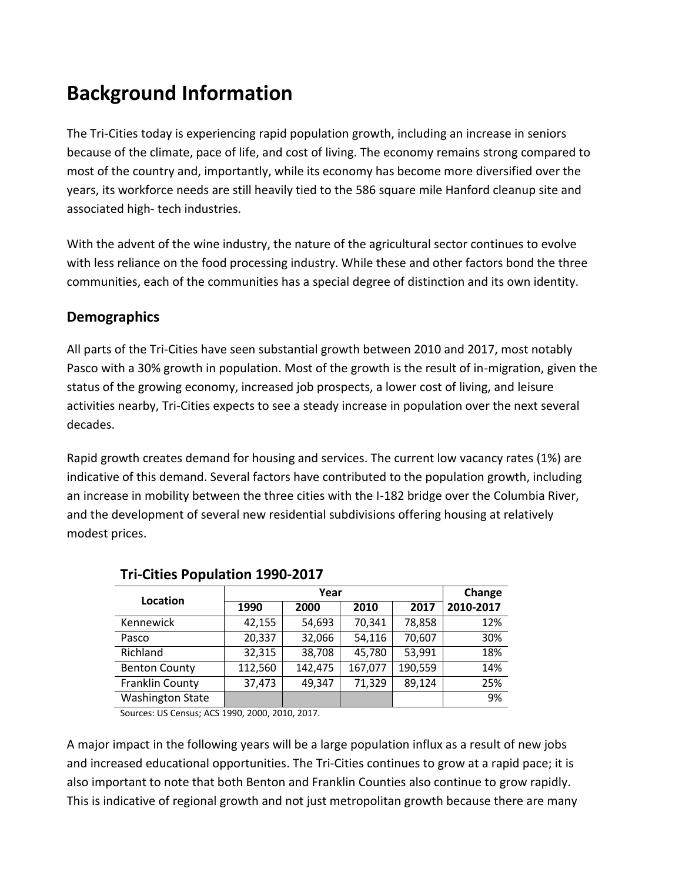# Background Information

The Tri-Cities today is experiencing rapid population growth, including an increase in seniors because of the climate, pace of life, and cost of living. The economy remains strong compared to most of the country and, importantly, while its economy has become more diversified over the years, its workforce needs are still heavily tied to the 586 square mile Hanford cleanup site and associated high- tech industries.

With the advent of the wine industry, the nature of the agricultural sector continues to evolve with less reliance on the food processing industry. While these and other factors bond the three communities, each of the communities has a special degree of distinction and its own identity.

## Demographics

All parts of the Tri-Cities have seen substantial growth between 2010 and 2017, most notably Pasco with a 30% growth in population. Most of the growth is the result of in-migration, given the status of the growing economy, increased job prospects, a lower cost of living, and leisure activities nearby, Tri-Cities expects to see a steady increase in population over the next several decades.

Rapid growth creates demand for housing and services. The current low vacancy rates (1%) are indicative of this demand. Several factors have contributed to the population growth, including an increase in mobility between the three cities with the I-182 bridge over the Columbia River, and the development of several new residential subdivisions offering housing at relatively modest prices.

### Tri-Cities Population 1990-2017

| Location | Year | | | | Change |
|---|---|---|---|---|---|
| | 1990 | 2000 | 2010 | 2017 | 2010-2017 |
| Kennewick | 42,155 | 54,693 | 70,341 | 78,858 | 12% |
| Pasco | 20,337 | 32,066 | 54,116 | 70,607 | 30% |
| Richland | 32,315 | 38,708 | 45,780 | 53,991 | 18% |
| Benton County | 112,560 | 142,475 | 167,077 | 190,559 | 14% |
| Franklin County | 37,473 | 49,347 | 71,329 | 89,124 | 25% |
| Washington State | | | | | 9% |

Sources: US Census; ACS 1990, 2000, 2010, 2017.

A major impact in the following years will be a large population influx as a result of new jobs and increased educational opportunities. The Tri-Cities continues to grow at a rapid pace; it is also important to note that both Benton and Franklin Counties also continue to grow rapidly. This is indicative of regional growth and not just metropolitan growth because there are many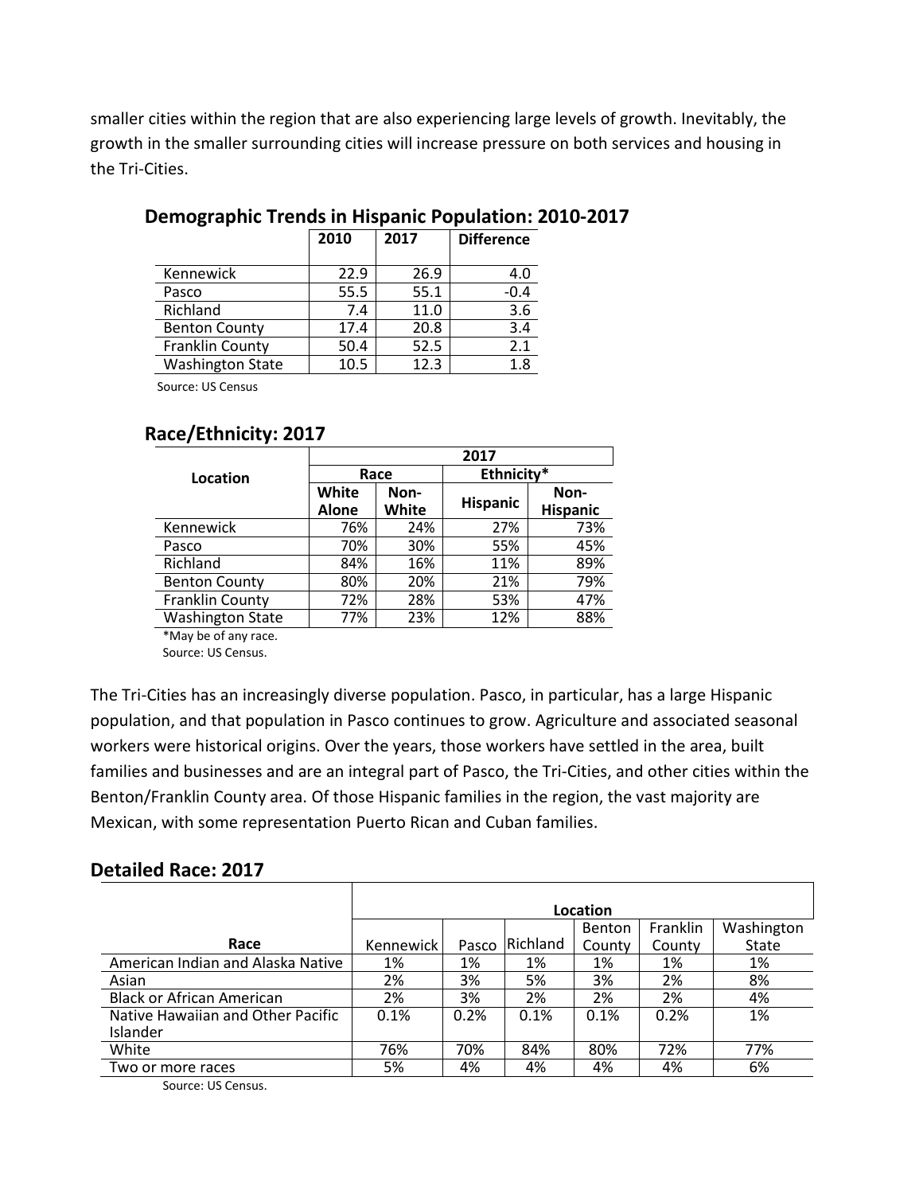smaller cities within the region that are also experiencing large levels of growth. Inevitably, the growth in the smaller surrounding cities will increase pressure on both services and housing in the Tri-Cities.

## Demographic Trends in Hispanic Population: 2010-2017

| | 2010 | 2017 | Difference |
|---|---|---|---|
| Kennewick | 22.9 | 26.9 | 4.0 |
| Pasco | 55.5 | 55.1 | -0.4 |
| Richland | 7.4 | 11.0 | 3.6 |
| Benton County | 17.4 | 20.8 | 3.4 |
| Franklin County | 50.4 | 52.5 | 2.1 |
| Washington State | 10.5 | 12.3 | 1.8 |

Source: US Census

## Race/Ethnicity: 2017

| Location | 2017 | | | |
|---|---|---|---|---|
| | Race | | Ethnicity* | |
| | White Alone | Non-White | Hispanic | Non-Hispanic |
| Kennewick | 76% | 24% | 27% | 73% |
| Pasco | 70% | 30% | 55% | 45% |
| Richland | 84% | 16% | 11% | 89% |
| Benton County | 80% | 20% | 21% | 79% |
| Franklin County | 72% | 28% | 53% | 47% |
| Washington State | 77% | 23% | 12% | 88% |

*May be of any race.
Source: US Census.

The Tri-Cities has an increasingly diverse population. Pasco, in particular, has a large Hispanic population, and that population in Pasco continues to grow. Agriculture and associated seasonal workers were historical origins. Over the years, those workers have settled in the area, built families and businesses and are an integral part of Pasco, the Tri-Cities, and other cities within the Benton/Franklin County area. Of those Hispanic families in the region, the vast majority are Mexican, with some representation Puerto Rican and Cuban families.

## Detailed Race: 2017

| Race | Location | | | | | |
|---|---|---|---|---|---|---|
| | Kennewick | Pasco | Richland | Benton County | Franklin County | Washington State |
| American Indian and Alaska Native | 1% | 1% | 1% | 1% | 1% | 1% |
| Asian | 2% | 3% | 5% | 3% | 2% | 8% |
| Black or African American | 2% | 3% | 2% | 2% | 2% | 4% |
| Native Hawaiian and Other Pacific Islander | 0.1% | 0.2% | 0.1% | 0.1% | 0.2% | 1% |
| White | 76% | 70% | 84% | 80% | 72% | 77% |
| Two or more races | 5% | 4% | 4% | 4% | 4% | 6% |

Source: US Census.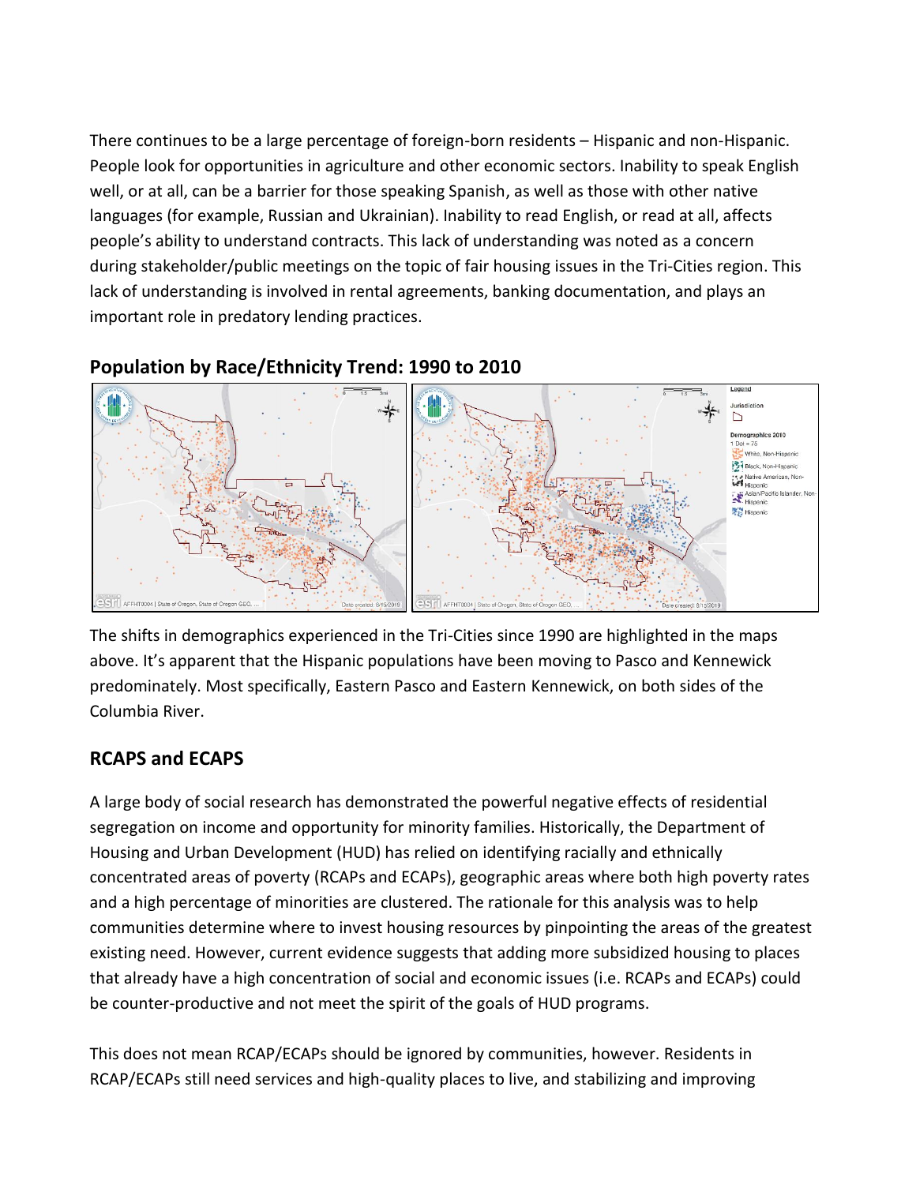There continues to be a large percentage of foreign-born residents – Hispanic and non-Hispanic. People look for opportunities in agriculture and other economic sectors. Inability to speak English well, or at all, can be a barrier for those speaking Spanish, as well as those with other native languages (for example, Russian and Ukrainian). Inability to read English, or read at all, affects people's ability to understand contracts. This lack of understanding was noted as a concern during stakeholder/public meetings on the topic of fair housing issues in the Tri-Cities region. This lack of understanding is involved in rental agreements, banking documentation, and plays an important role in predatory lending practices.

## Population by Race/Ethnicity Trend: 1990 to 2010

The shifts in demographics experienced in the Tri-Cities since 1990 are highlighted in the maps above. It's apparent that the Hispanic populations have been moving to Pasco and Kennewick predominately. Most specifically, Eastern Pasco and Eastern Kennewick, on both sides of the Columbia River.

## RCAPS and ECAPS

A large body of social research has demonstrated the powerful negative effects of residential segregation on income and opportunity for minority families. Historically, the Department of Housing and Urban Development (HUD) has relied on identifying racially and ethnically concentrated areas of poverty (RCAPs and ECAPs), geographic areas where both high poverty rates and a high percentage of minorities are clustered. The rationale for this analysis was to help communities determine where to invest housing resources by pinpointing the areas of the greatest existing need. However, current evidence suggests that adding more subsidized housing to places that already have a high concentration of social and economic issues (i.e. RCAPs and ECAPs) could be counter-productive and not meet the spirit of the goals of HUD programs.

This does not mean RCAP/ECAPs should be ignored by communities, however. Residents in RCAP/ECAPs still need services and high-quality places to live, and stabilizing and improving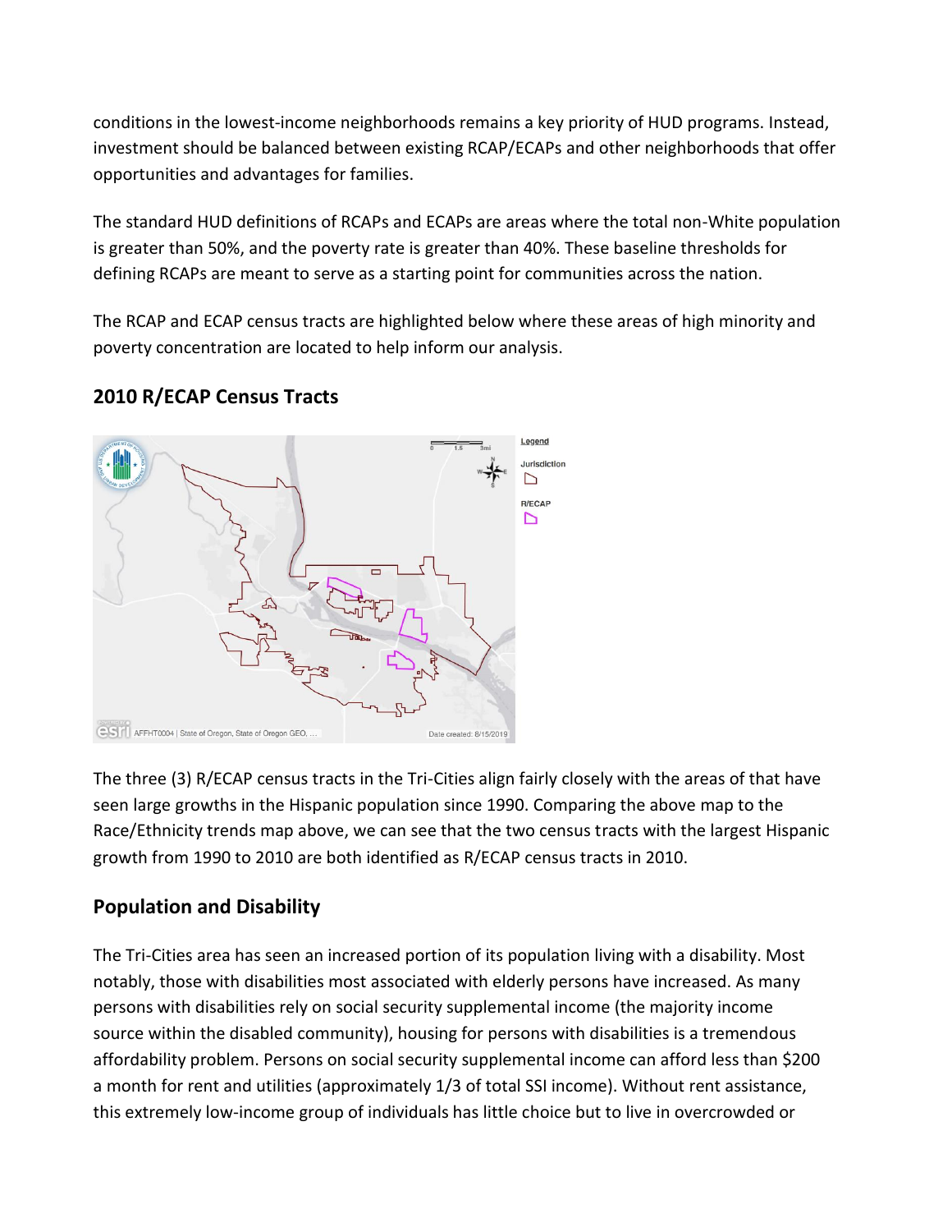conditions in the lowest-income neighborhoods remains a key priority of HUD programs. Instead, investment should be balanced between existing RCAP/ECAPs and other neighborhoods that offer opportunities and advantages for families.

The standard HUD definitions of RCAPs and ECAPs are areas where the total non-White population is greater than 50%, and the poverty rate is greater than 40%. These baseline thresholds for defining RCAPs are meant to serve as a starting point for communities across the nation.

The RCAP and ECAP census tracts are highlighted below where these areas of high minority and poverty concentration are located to help inform our analysis.

## 2010 R/ECAP Census Tracts

The three (3) R/ECAP census tracts in the Tri-Cities align fairly closely with the areas of that have seen large growths in the Hispanic population since 1990. Comparing the above map to the Race/Ethnicity trends map above, we can see that the two census tracts with the largest Hispanic growth from 1990 to 2010 are both identified as R/ECAP census tracts in 2010.

## Population and Disability

The Tri-Cities area has seen an increased portion of its population living with a disability. Most notably, those with disabilities most associated with elderly persons have increased. As many persons with disabilities rely on social security supplemental income (the majority income source within the disabled community), housing for persons with disabilities is a tremendous affordability problem. Persons on social security supplemental income can afford less than $200 a month for rent and utilities (approximately 1/3 of total SSI income). Without rent assistance, this extremely low-income group of individuals has little choice but to live in overcrowded or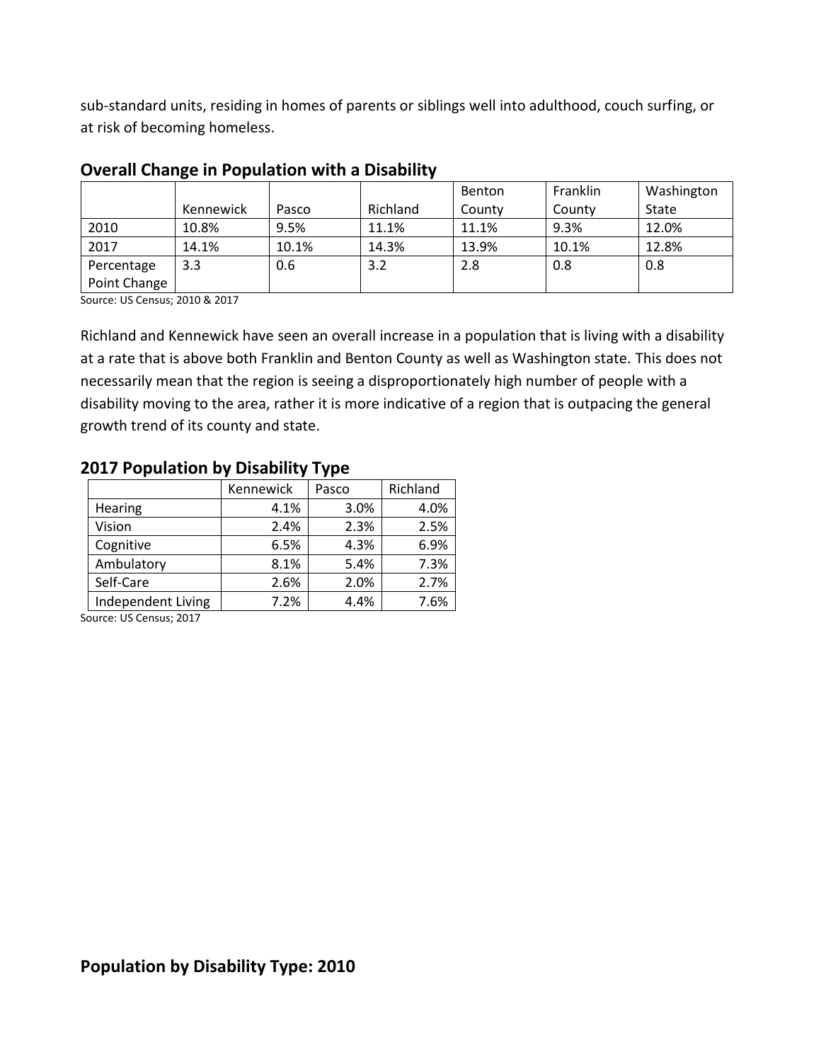sub-standard units, residing in homes of parents or siblings well into adulthood, couch surfing, or at risk of becoming homeless.

## Overall Change in Population with a Disability

| | Kennewick | Pasco | Richland | Benton County | Franklin County | Washington State |
|---|---|---|---|---|---|---|
| 2010 | 10.8% | 9.5% | 11.1% | 11.1% | 9.3% | 12.0% |
| 2017 | 14.1% | 10.1% | 14.3% | 13.9% | 10.1% | 12.8% |
| Percentage Point Change | 3.3 | 0.6 | 3.2 | 2.8 | 0.8 | 0.8 |

Source: US Census; 2010 & 2017

Richland and Kennewick have seen an overall increase in a population that is living with a disability at a rate that is above both Franklin and Benton County as well as Washington state. This does not necessarily mean that the region is seeing a disproportionately high number of people with a disability moving to the area, rather it is more indicative of a region that is outpacing the general growth trend of its county and state.

## 2017 Population by Disability Type

| | Kennewick | Pasco | Richland |
|---|---|---|---|
| Hearing | 4.1% | 3.0% | 4.0% |
| Vision | 2.4% | 2.3% | 2.5% |
| Cognitive | 6.5% | 4.3% | 6.9% |
| Ambulatory | 8.1% | 5.4% | 7.3% |
| Self-Care | 2.6% | 2.0% | 2.7% |
| Independent Living | 7.2% | 4.4% | 7.6% |

Source: US Census; 2017

## Population by Disability Type: 2010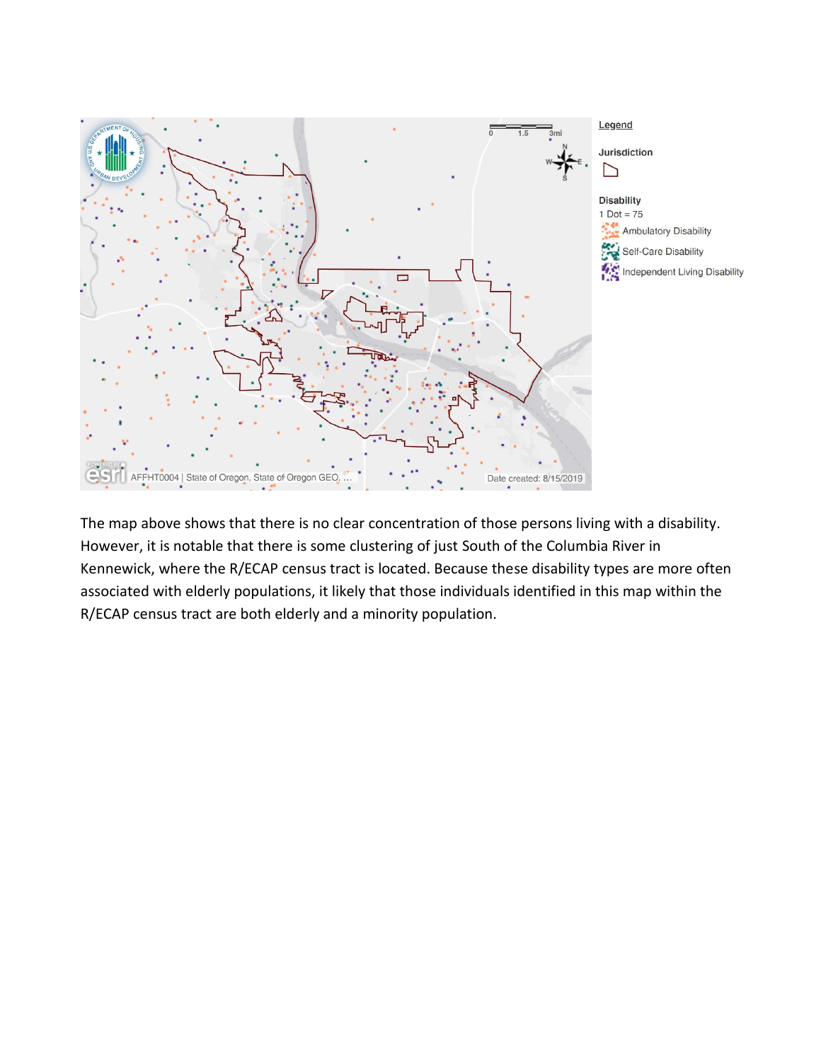Legend

Jurisdiction

Disability
1 Dot = 75
Ambulatory Disability
Self-Care Disability
Independent Living Disability

AFFHT0004 | State of Oregon, State of Oregon GEO, ...

Date created: 8/15/2019

The map above shows that there is no clear concentration of those persons living with a disability. However, it is notable that there is some clustering of just South of the Columbia River in Kennewick, where the R/ECAP census tract is located. Because these disability types are more often associated with elderly populations, it likely that those individuals identified in this map within the R/ECAP census tract are both elderly and a minority population.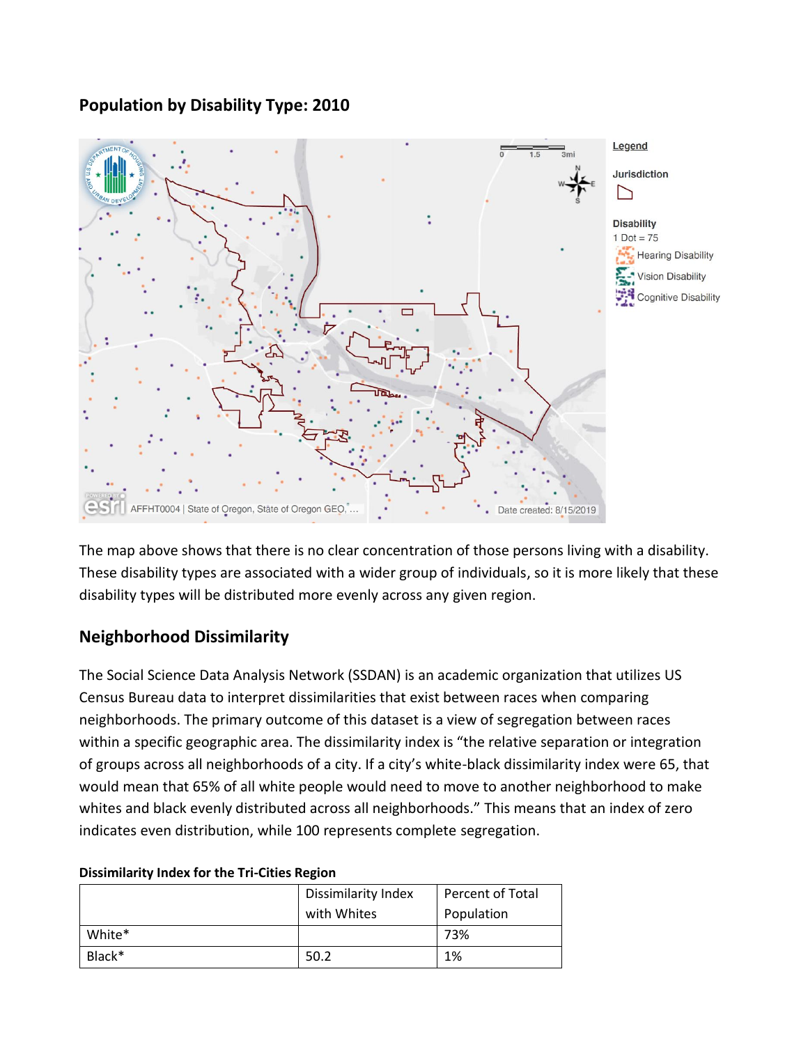## Population by Disability Type: 2010

The map above shows that there is no clear concentration of those persons living with a disability. These disability types are associated with a wider group of individuals, so it is more likely that these disability types will be distributed more evenly across any given region.

## Neighborhood Dissimilarity

The Social Science Data Analysis Network (SSDAN) is an academic organization that utilizes US Census Bureau data to interpret dissimilarities that exist between races when comparing neighborhoods. The primary outcome of this dataset is a view of segregation between races within a specific geographic area. The dissimilarity index is "the relative separation or integration of groups across all neighborhoods of a city. If a city's white-black dissimilarity index were 65, that would mean that 65% of all white people would need to move to another neighborhood to make whites and black evenly distributed across all neighborhoods." This means that an index of zero indicates even distribution, while 100 represents complete segregation.

**Dissimilarity Index for the Tri-Cities Region**

| | Dissimilarity Index with Whites | Percent of Total Population |
|---|---|---|
| White* | | 73% |
| Black* | 50.2 | 1% |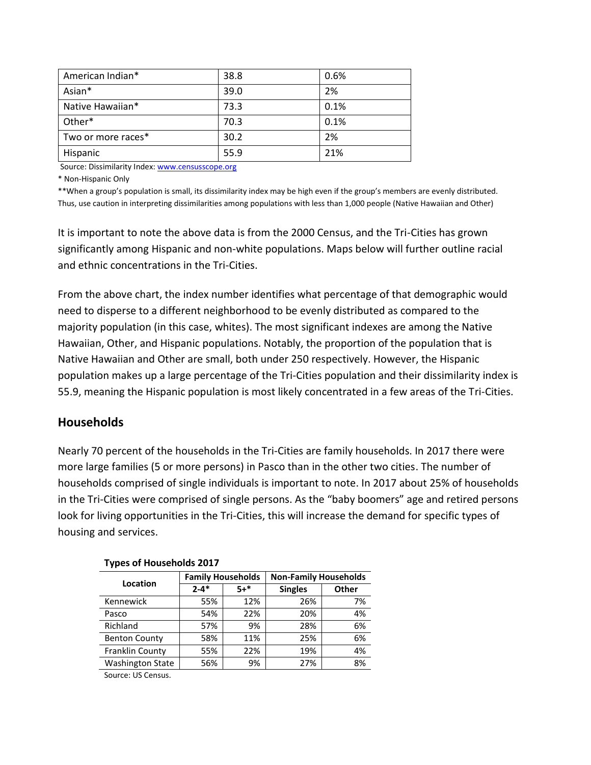| American Indian* | 38.8 | 0.6% |
|---|---|---|
| Asian* | 39.0 | 2% |
| Native Hawaiian* | 73.3 | 0.1% |
| Other* | 70.3 | 0.1% |
| Two or more races* | 30.2 | 2% |
| Hispanic | 55.9 | 21% |

Source: Dissimilarity Index: www.censusscope.org

* Non-Hispanic Only

**When a group's population is small, its dissimilarity index may be high even if the group's members are evenly distributed. Thus, use caution in interpreting dissimilarities among populations with less than 1,000 people (Native Hawaiian and Other)

It is important to note the above data is from the 2000 Census, and the Tri-Cities has grown significantly among Hispanic and non-white populations. Maps below will further outline racial and ethnic concentrations in the Tri-Cities.

From the above chart, the index number identifies what percentage of that demographic would need to disperse to a different neighborhood to be evenly distributed as compared to the majority population (in this case, whites). The most significant indexes are among the Native Hawaiian, Other, and Hispanic populations. Notably, the proportion of the population that is Native Hawaiian and Other are small, both under 250 respectively. However, the Hispanic population makes up a large percentage of the Tri-Cities population and their dissimilarity index is 55.9, meaning the Hispanic population is most likely concentrated in a few areas of the Tri-Cities.

## Households

Nearly 70 percent of the households in the Tri-Cities are family households. In 2017 there were more large families (5 or more persons) in Pasco than in the other two cities. The number of households comprised of single individuals is important to note. In 2017 about 25% of households in the Tri-Cities were comprised of single persons. As the "baby boomers" age and retired persons look for living opportunities in the Tri-Cities, this will increase the demand for specific types of housing and services.

**Types of Households 2017**

| Location | Family Households | | Non-Family Households | |
|---|---|---|---|---|
| | 2-4* | 5+* | Singles | Other |
| Kennewick | 55% | 12% | 26% | 7% |
| Pasco | 54% | 22% | 20% | 4% |
| Richland | 57% | 9% | 28% | 6% |
| Benton County | 58% | 11% | 25% | 6% |
| Franklin County | 55% | 22% | 19% | 4% |
| Washington State | 56% | 9% | 27% | 8% |

Source: US Census.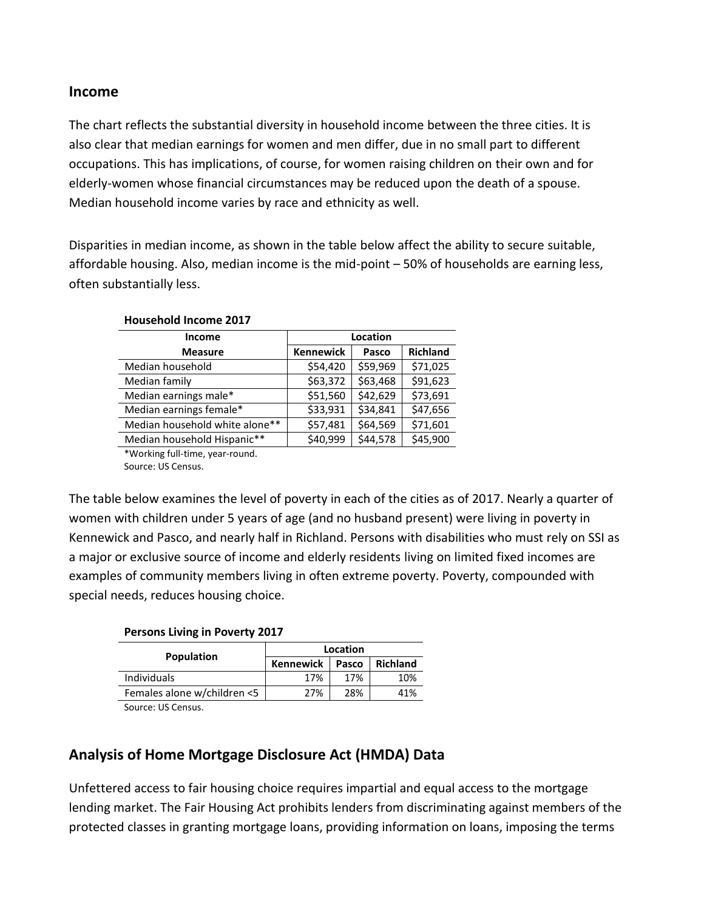## Income

The chart reflects the substantial diversity in household income between the three cities. It is also clear that median earnings for women and men differ, due in no small part to different occupations. This has implications, of course, for women raising children on their own and for elderly-women whose financial circumstances may be reduced upon the death of a spouse. Median household income varies by race and ethnicity as well.

Disparities in median income, as shown in the table below affect the ability to secure suitable, affordable housing. Also, median income is the mid-point – 50% of households are earning less, often substantially less.

**Household Income 2017**

| Income Measure | Location | | |
|---|---|---|---|
| | Kennewick | Pasco | Richland |
| Median household | $54,420 | $59,969 | $71,025 |
| Median family | $63,372 | $63,468 | $91,623 |
| Median earnings male* | $51,560 | $42,629 | $73,691 |
| Median earnings female* | $33,931 | $34,841 | $47,656 |
| Median household white alone** | $57,481 | $64,569 | $71,601 |
| Median household Hispanic** | $40,999 | $44,578 | $45,900 |

*Working full-time, year-round.
Source: US Census.

The table below examines the level of poverty in each of the cities as of 2017. Nearly a quarter of women with children under 5 years of age (and no husband present) were living in poverty in Kennewick and Pasco, and nearly half in Richland. Persons with disabilities who must rely on SSI as a major or exclusive source of income and elderly residents living on limited fixed incomes are examples of community members living in often extreme poverty. Poverty, compounded with special needs, reduces housing choice.

**Persons Living in Poverty 2017**

| Population | Location | | |
|---|---|---|---|
| | Kennewick | Pasco | Richland |
| Individuals | 17% | 17% | 10% |
| Females alone w/children <5 | 27% | 28% | 41% |

Source: US Census.

## Analysis of Home Mortgage Disclosure Act (HMDA) Data

Unfettered access to fair housing choice requires impartial and equal access to the mortgage lending market. The Fair Housing Act prohibits lenders from discriminating against members of the protected classes in granting mortgage loans, providing information on loans, imposing the terms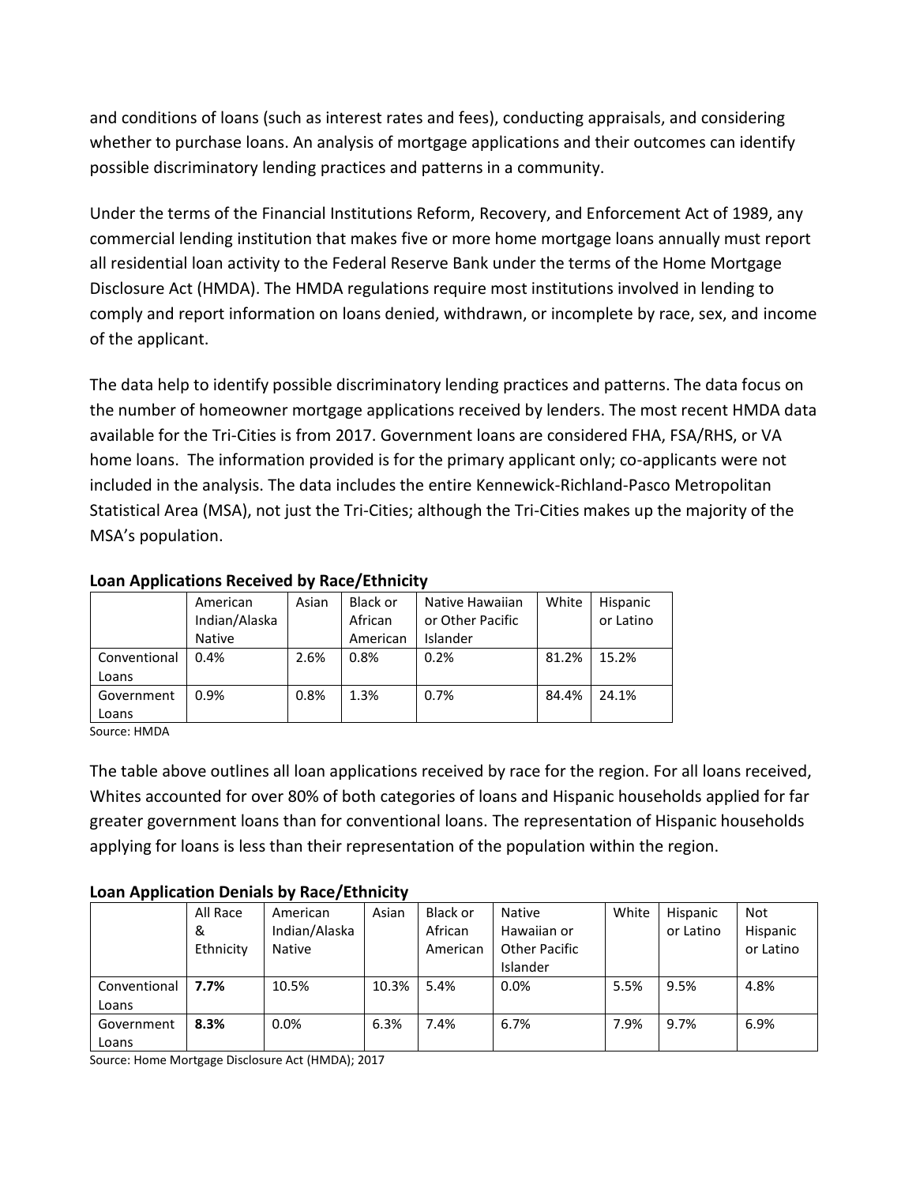and conditions of loans (such as interest rates and fees), conducting appraisals, and considering whether to purchase loans. An analysis of mortgage applications and their outcomes can identify possible discriminatory lending practices and patterns in a community.

Under the terms of the Financial Institutions Reform, Recovery, and Enforcement Act of 1989, any commercial lending institution that makes five or more home mortgage loans annually must report all residential loan activity to the Federal Reserve Bank under the terms of the Home Mortgage Disclosure Act (HMDA). The HMDA regulations require most institutions involved in lending to comply and report information on loans denied, withdrawn, or incomplete by race, sex, and income of the applicant.

The data help to identify possible discriminatory lending practices and patterns. The data focus on the number of homeowner mortgage applications received by lenders. The most recent HMDA data available for the Tri-Cities is from 2017. Government loans are considered FHA, FSA/RHS, or VA home loans. The information provided is for the primary applicant only; co-applicants were not included in the analysis. The data includes the entire Kennewick-Richland-Pasco Metropolitan Statistical Area (MSA), not just the Tri-Cities; although the Tri-Cities makes up the majority of the MSA's population.

**Loan Applications Received by Race/Ethnicity**

| | American Indian/Alaska Native | Asian | Black or African American | Native Hawaiian or Other Pacific Islander | White | Hispanic or Latino |
|---|---|---|---|---|---|---|
| Conventional Loans | 0.4% | 2.6% | 0.8% | 0.2% | 81.2% | 15.2% |
| Government Loans | 0.9% | 0.8% | 1.3% | 0.7% | 84.4% | 24.1% |

Source: HMDA

The table above outlines all loan applications received by race for the region. For all loans received, Whites accounted for over 80% of both categories of loans and Hispanic households applied for far greater government loans than for conventional loans. The representation of Hispanic households applying for loans is less than their representation of the population within the region.

**Loan Application Denials by Race/Ethnicity**

| | All Race & Ethnicity | American Indian/Alaska Native | Asian | Black or African American | Native Hawaiian or Other Pacific Islander | White | Hispanic or Latino | Not Hispanic or Latino |
|---|---|---|---|---|---|---|---|---|
| Conventional Loans | **7.7%** | 10.5% | 10.3% | 5.4% | 0.0% | 5.5% | 9.5% | 4.8% |
| Government Loans | **8.3%** | 0.0% | 6.3% | 7.4% | 6.7% | 7.9% | 9.7% | 6.9% |

Source: Home Mortgage Disclosure Act (HMDA); 2017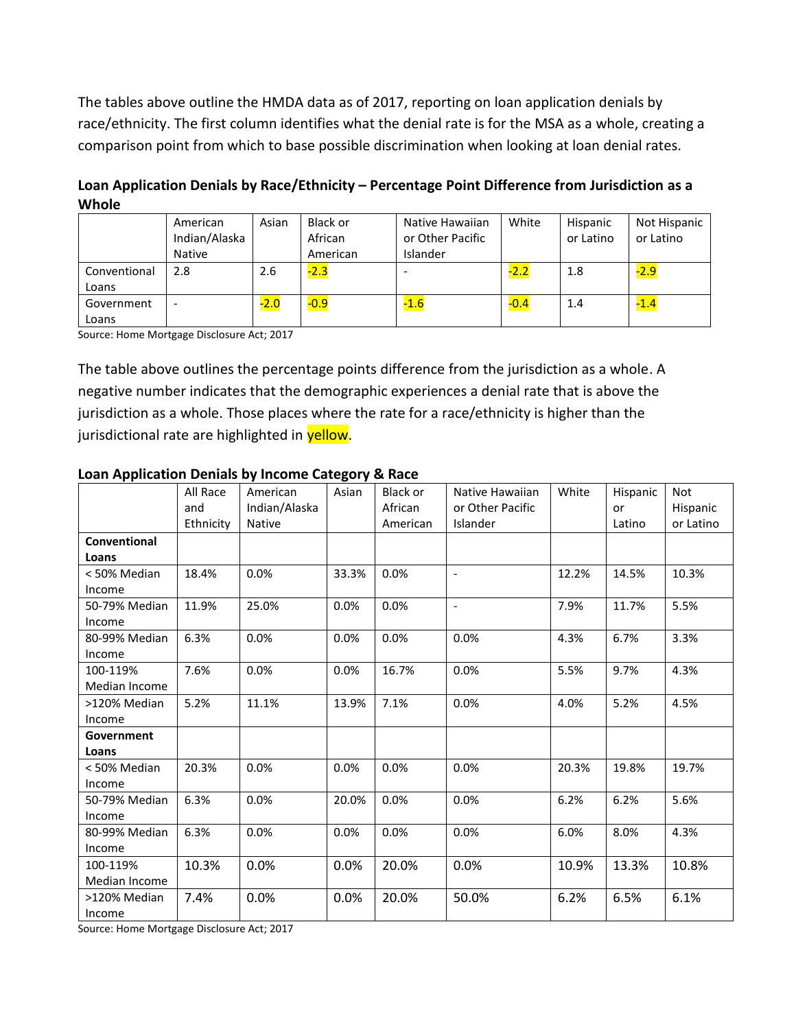The tables above outline the HMDA data as of 2017, reporting on loan application denials by race/ethnicity. The first column identifies what the denial rate is for the MSA as a whole, creating a comparison point from which to base possible discrimination when looking at loan denial rates.

**Loan Application Denials by Race/Ethnicity – Percentage Point Difference from Jurisdiction as a Whole**

| | American Indian/Alaska Native | Asian | Black or African American | Native Hawaiian or Other Pacific Islander | White | Hispanic or Latino | Not Hispanic or Latino |
|---|---|---|---|---|---|---|---|
| Conventional Loans | 2.8 | 2.6 | -2.3 | - | -2.2 | 1.8 | -2.9 |
| Government Loans | - | -2.0 | -0.9 | -1.6 | -0.4 | 1.4 | -1.4 |

Source: Home Mortgage Disclosure Act; 2017

The table above outlines the percentage points difference from the jurisdiction as a whole. A negative number indicates that the demographic experiences a denial rate that is above the jurisdiction as a whole. Those places where the rate for a race/ethnicity is higher than the jurisdictional rate are highlighted in yellow.

**Loan Application Denials by Income Category & Race**

| | All Race and Ethnicity | American Indian/Alaska Native | Asian | Black or African American | Native Hawaiian or Other Pacific Islander | White | Hispanic or Latino | Not Hispanic or Latino |
|---|---|---|---|---|---|---|---|---|
| **Conventional Loans** | | | | | | | | |
| < 50% Median Income | 18.4% | 0.0% | 33.3% | 0.0% | - | 12.2% | 14.5% | 10.3% |
| 50-79% Median Income | 11.9% | 25.0% | 0.0% | 0.0% | - | 7.9% | 11.7% | 5.5% |
| 80-99% Median Income | 6.3% | 0.0% | 0.0% | 0.0% | 0.0% | 4.3% | 6.7% | 3.3% |
| 100-119% Median Income | 7.6% | 0.0% | 0.0% | 16.7% | 0.0% | 5.5% | 9.7% | 4.3% |
| >120% Median Income | 5.2% | 11.1% | 13.9% | 7.1% | 0.0% | 4.0% | 5.2% | 4.5% |
| **Government Loans** | | | | | | | | |
| < 50% Median Income | 20.3% | 0.0% | 0.0% | 0.0% | 0.0% | 20.3% | 19.8% | 19.7% |
| 50-79% Median Income | 6.3% | 0.0% | 20.0% | 0.0% | 0.0% | 6.2% | 6.2% | 5.6% |
| 80-99% Median Income | 6.3% | 0.0% | 0.0% | 0.0% | 0.0% | 6.0% | 8.0% | 4.3% |
| 100-119% Median Income | 10.3% | 0.0% | 0.0% | 20.0% | 0.0% | 10.9% | 13.3% | 10.8% |
| >120% Median Income | 7.4% | 0.0% | 0.0% | 20.0% | 50.0% | 6.2% | 6.5% | 6.1% |

Source: Home Mortgage Disclosure Act; 2017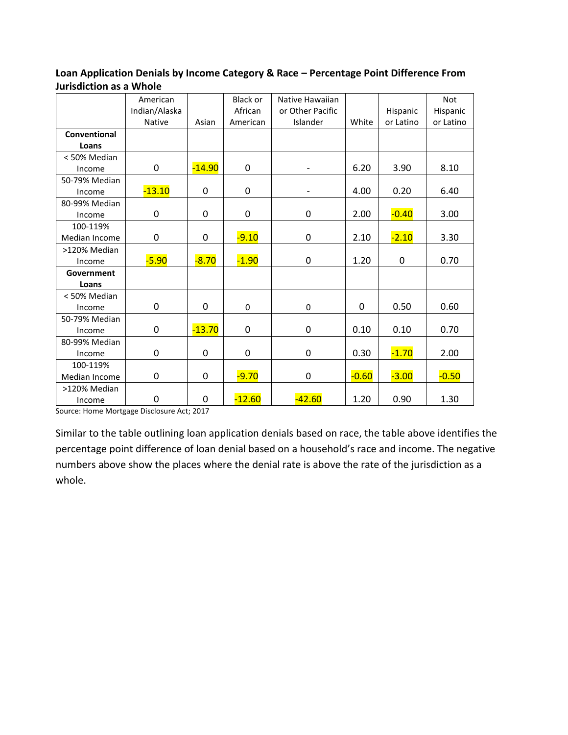**Loan Application Denials by Income Category & Race – Percentage Point Difference From Jurisdiction as a Whole**

| | American Indian/Alaska Native | Asian | Black or African American | Native Hawaiian or Other Pacific Islander | White | Hispanic or Latino | Not Hispanic or Latino |
|---|---|---|---|---|---|---|---|
| **Conventional Loans** | | | | | | | |
| < 50% Median Income | 0 | -14.90 | 0 | - | 6.20 | 3.90 | 8.10 |
| 50-79% Median Income | -13.10 | 0 | 0 | - | 4.00 | 0.20 | 6.40 |
| 80-99% Median Income | 0 | 0 | 0 | 0 | 2.00 | -0.40 | 3.00 |
| 100-119% Median Income | 0 | 0 | -9.10 | 0 | 2.10 | -2.10 | 3.30 |
| >120% Median Income | -5.90 | -8.70 | -1.90 | 0 | 1.20 | 0 | 0.70 |
| **Government Loans** | | | | | | | |
| < 50% Median Income | 0 | 0 | 0 | 0 | 0 | 0.50 | 0.60 |
| 50-79% Median Income | 0 | -13.70 | 0 | 0 | 0.10 | 0.10 | 0.70 |
| 80-99% Median Income | 0 | 0 | 0 | 0 | 0.30 | -1.70 | 2.00 |
| 100-119% Median Income | 0 | 0 | -9.70 | 0 | -0.60 | -3.00 | -0.50 |
| >120% Median Income | 0 | 0 | -12.60 | -42.60 | 1.20 | 0.90 | 1.30 |

Source: Home Mortgage Disclosure Act; 2017

Similar to the table outlining loan application denials based on race, the table above identifies the percentage point difference of loan denial based on a household's race and income. The negative numbers above show the places where the denial rate is above the rate of the jurisdiction as a whole.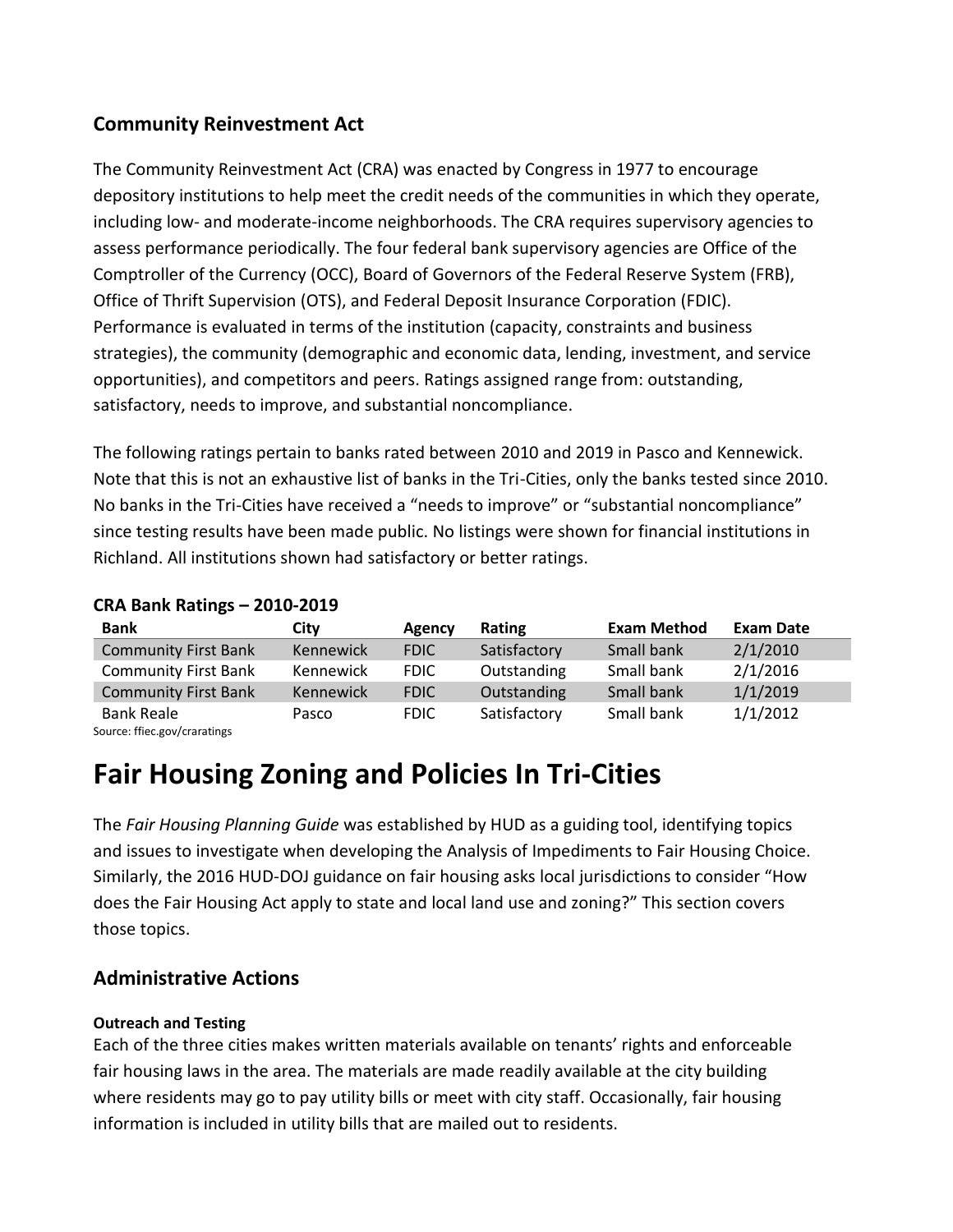## Community Reinvestment Act

The Community Reinvestment Act (CRA) was enacted by Congress in 1977 to encourage depository institutions to help meet the credit needs of the communities in which they operate, including low- and moderate-income neighborhoods. The CRA requires supervisory agencies to assess performance periodically. The four federal bank supervisory agencies are Office of the Comptroller of the Currency (OCC), Board of Governors of the Federal Reserve System (FRB), Office of Thrift Supervision (OTS), and Federal Deposit Insurance Corporation (FDIC). Performance is evaluated in terms of the institution (capacity, constraints and business strategies), the community (demographic and economic data, lending, investment, and service opportunities), and competitors and peers. Ratings assigned range from: outstanding, satisfactory, needs to improve, and substantial noncompliance.

The following ratings pertain to banks rated between 2010 and 2019 in Pasco and Kennewick. Note that this is not an exhaustive list of banks in the Tri-Cities, only the banks tested since 2010. No banks in the Tri-Cities have received a "needs to improve" or "substantial noncompliance" since testing results have been made public. No listings were shown for financial institutions in Richland. All institutions shown had satisfactory or better ratings.

**CRA Bank Ratings – 2010-2019**

| Bank | City | Agency | Rating | Exam Method | Exam Date |
|---|---|---|---|---|---|
| Community First Bank | Kennewick | FDIC | Satisfactory | Small bank | 2/1/2010 |
| Community First Bank | Kennewick | FDIC | Outstanding | Small bank | 2/1/2016 |
| Community First Bank | Kennewick | FDIC | Outstanding | Small bank | 1/1/2019 |
| Bank Reale | Pasco | FDIC | Satisfactory | Small bank | 1/1/2012 |

Source: ffiec.gov/craratings

# Fair Housing Zoning and Policies In Tri-Cities

The *Fair Housing Planning Guide* was established by HUD as a guiding tool, identifying topics and issues to investigate when developing the Analysis of Impediments to Fair Housing Choice. Similarly, the 2016 HUD-DOJ guidance on fair housing asks local jurisdictions to consider "How does the Fair Housing Act apply to state and local land use and zoning?" This section covers those topics.

## Administrative Actions

#### Outreach and Testing

Each of the three cities makes written materials available on tenants' rights and enforceable fair housing laws in the area. The materials are made readily available at the city building where residents may go to pay utility bills or meet with city staff. Occasionally, fair housing information is included in utility bills that are mailed out to residents.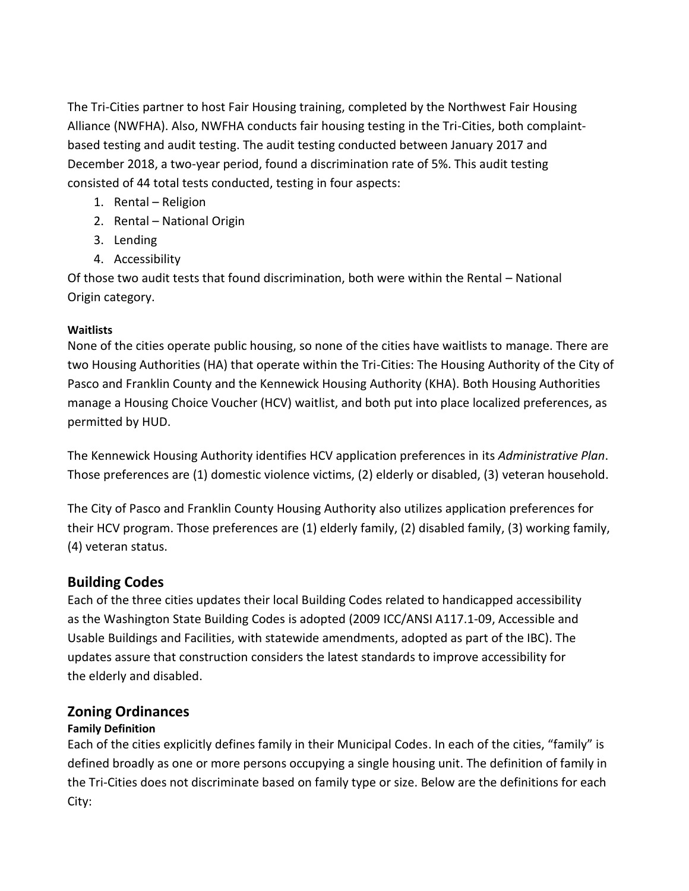The Tri-Cities partner to host Fair Housing training, completed by the Northwest Fair Housing Alliance (NWFHA). Also, NWFHA conducts fair housing testing in the Tri-Cities, both complaint-based testing and audit testing. The audit testing conducted between January 2017 and December 2018, a two-year period, found a discrimination rate of 5%. This audit testing consisted of 44 total tests conducted, testing in four aspects:

1. Rental – Religion
2. Rental – National Origin
3. Lending
4. Accessibility

Of those two audit tests that found discrimination, both were within the Rental – National Origin category.

#### Waitlists

None of the cities operate public housing, so none of the cities have waitlists to manage. There are two Housing Authorities (HA) that operate within the Tri-Cities: The Housing Authority of the City of Pasco and Franklin County and the Kennewick Housing Authority (KHA). Both Housing Authorities manage a Housing Choice Voucher (HCV) waitlist, and both put into place localized preferences, as permitted by HUD.

The Kennewick Housing Authority identifies HCV application preferences in its *Administrative Plan*. Those preferences are (1) domestic violence victims, (2) elderly or disabled, (3) veteran household.

The City of Pasco and Franklin County Housing Authority also utilizes application preferences for their HCV program. Those preferences are (1) elderly family, (2) disabled family, (3) working family, (4) veteran status.

## Building Codes

Each of the three cities updates their local Building Codes related to handicapped accessibility as the Washington State Building Codes is adopted (2009 ICC/ANSI A117.1-09, Accessible and Usable Buildings and Facilities, with statewide amendments, adopted as part of the IBC). The updates assure that construction considers the latest standards to improve accessibility for the elderly and disabled.

## Zoning Ordinances

#### Family Definition

Each of the cities explicitly defines family in their Municipal Codes. In each of the cities, "family" is defined broadly as one or more persons occupying a single housing unit. The definition of family in the Tri-Cities does not discriminate based on family type or size. Below are the definitions for each City: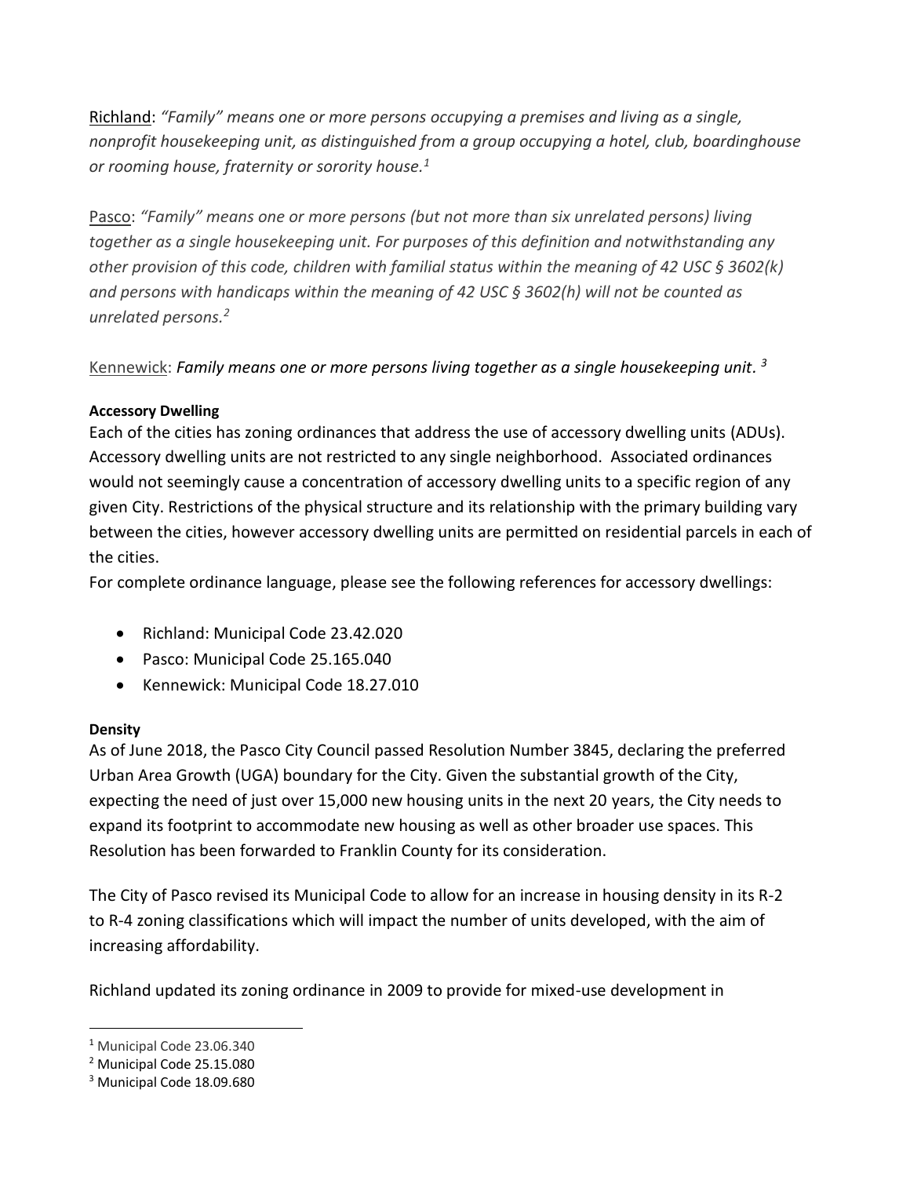Richland: *"Family" means one or more persons occupying a premises and living as a single, nonprofit housekeeping unit, as distinguished from a group occupying a hotel, club, boardinghouse or rooming house, fraternity or sorority house.*[1]

Pasco: *"Family" means one or more persons (but not more than six unrelated persons) living together as a single housekeeping unit. For purposes of this definition and notwithstanding any other provision of this code, children with familial status within the meaning of 42 USC § 3602(k) and persons with handicaps within the meaning of 42 USC § 3602(h) will not be counted as unrelated persons.*[2]

Kennewick: ***Family means one or more persons living together as a single housekeeping unit.*** [3]

**Accessory Dwelling**

Each of the cities has zoning ordinances that address the use of accessory dwelling units (ADUs). Accessory dwelling units are not restricted to any single neighborhood. Associated ordinances would not seemingly cause a concentration of accessory dwelling units to a specific region of any given City. Restrictions of the physical structure and its relationship with the primary building vary between the cities, however accessory dwelling units are permitted on residential parcels in each of the cities.

For complete ordinance language, please see the following references for accessory dwellings:

- Richland: Municipal Code 23.42.020
- Pasco: Municipal Code 25.165.040
- Kennewick: Municipal Code 18.27.010

**Density**

As of June 2018, the Pasco City Council passed Resolution Number 3845, declaring the preferred Urban Area Growth (UGA) boundary for the City. Given the substantial growth of the City, expecting the need of just over 15,000 new housing units in the next 20 years, the City needs to expand its footprint to accommodate new housing as well as other broader use spaces. This Resolution has been forwarded to Franklin County for its consideration.

The City of Pasco revised its Municipal Code to allow for an increase in housing density in its R-2 to R-4 zoning classifications which will impact the number of units developed, with the aim of increasing affordability.

Richland updated its zoning ordinance in 2009 to provide for mixed-use development in

[1] Municipal Code 23.06.340

[2] Municipal Code 25.15.080

[3] Municipal Code 18.09.680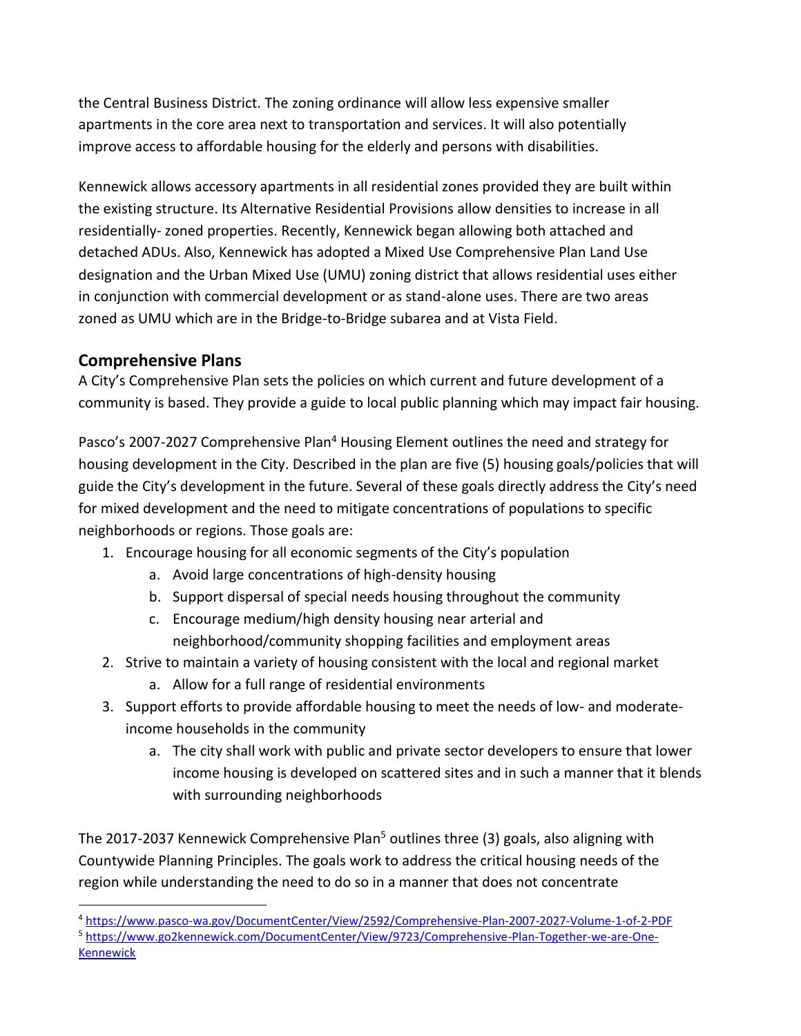the Central Business District. The zoning ordinance will allow less expensive smaller apartments in the core area next to transportation and services. It will also potentially improve access to affordable housing for the elderly and persons with disabilities.

Kennewick allows accessory apartments in all residential zones provided they are built within the existing structure. Its Alternative Residential Provisions allow densities to increase in all residentially- zoned properties. Recently, Kennewick began allowing both attached and detached ADUs. Also, Kennewick has adopted a Mixed Use Comprehensive Plan Land Use designation and the Urban Mixed Use (UMU) zoning district that allows residential uses either in conjunction with commercial development or as stand-alone uses. There are two areas zoned as UMU which are in the Bridge-to-Bridge subarea and at Vista Field.

## Comprehensive Plans

A City's Comprehensive Plan sets the policies on which current and future development of a community is based. They provide a guide to local public planning which may impact fair housing.

Pasco's 2007-2027 Comprehensive Plan[4] Housing Element outlines the need and strategy for housing development in the City. Described in the plan are five (5) housing goals/policies that will guide the City's development in the future. Several of these goals directly address the City's need for mixed development and the need to mitigate concentrations of populations to specific neighborhoods or regions. Those goals are:

1. Encourage housing for all economic segments of the City's population
   a. Avoid large concentrations of high-density housing
   b. Support dispersal of special needs housing throughout the community
   c. Encourage medium/high density housing near arterial and neighborhood/community shopping facilities and employment areas
2. Strive to maintain a variety of housing consistent with the local and regional market
   a. Allow for a full range of residential environments
3. Support efforts to provide affordable housing to meet the needs of low- and moderate-income households in the community
   a. The city shall work with public and private sector developers to ensure that lower income housing is developed on scattered sites and in such a manner that it blends with surrounding neighborhoods

The 2017-2037 Kennewick Comprehensive Plan[5] outlines three (3) goals, also aligning with Countywide Planning Principles. The goals work to address the critical housing needs of the region while understanding the need to do so in a manner that does not concentrate

---

[4] https://www.pasco-wa.gov/DocumentCenter/View/2592/Comprehensive-Plan-2007-2027-Volume-1-of-2-PDF

[5] https://www.go2kennewick.com/DocumentCenter/View/9723/Comprehensive-Plan-Together-we-are-One-Kennewick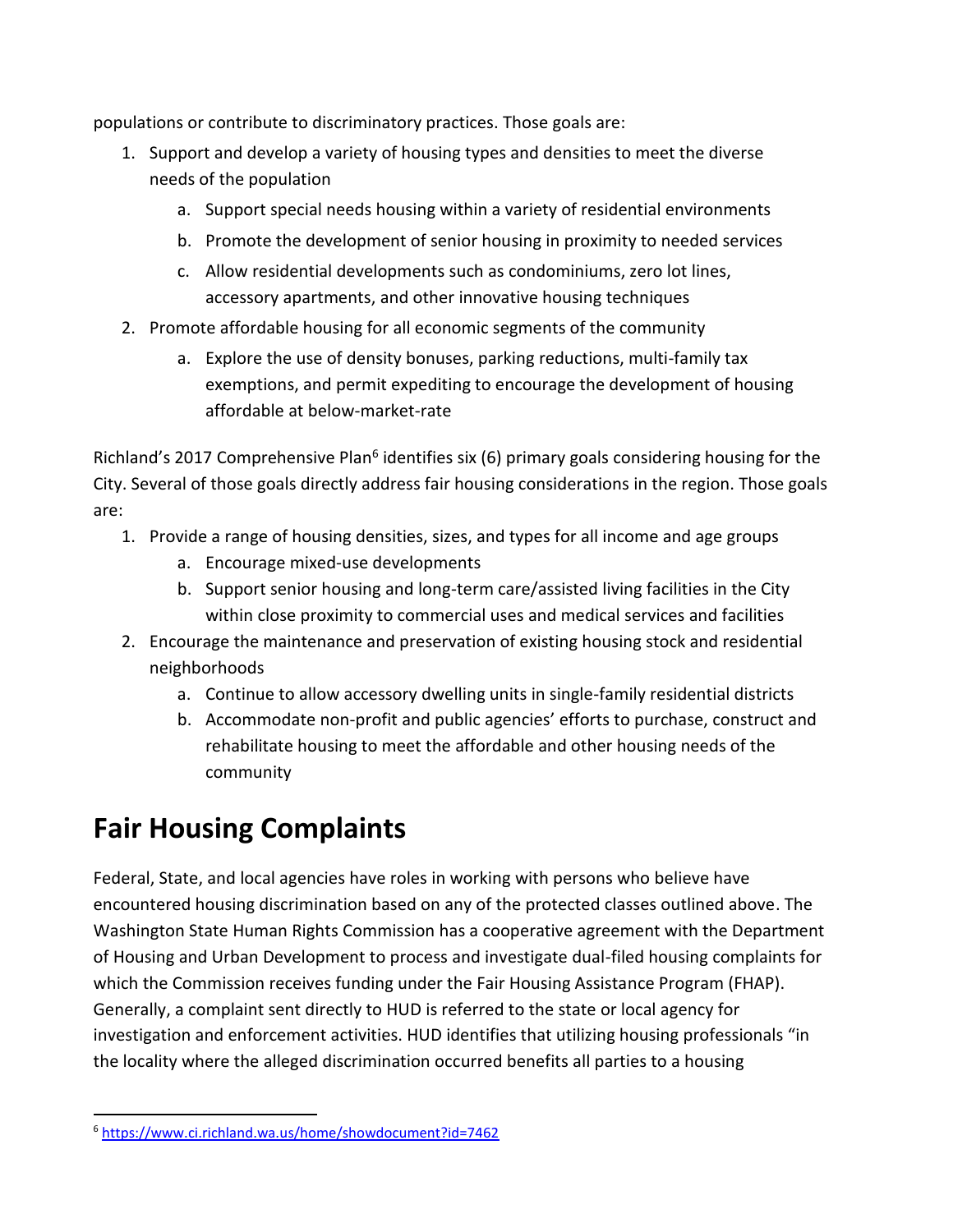populations or contribute to discriminatory practices. Those goals are:

1. Support and develop a variety of housing types and densities to meet the diverse needs of the population
    a. Support special needs housing within a variety of residential environments
    b. Promote the development of senior housing in proximity to needed services
    c. Allow residential developments such as condominiums, zero lot lines, accessory apartments, and other innovative housing techniques
2. Promote affordable housing for all economic segments of the community
    a. Explore the use of density bonuses, parking reductions, multi-family tax exemptions, and permit expediting to encourage the development of housing affordable at below-market-rate

Richland's 2017 Comprehensive Plan[6] identifies six (6) primary goals considering housing for the City. Several of those goals directly address fair housing considerations in the region. Those goals are:

1. Provide a range of housing densities, sizes, and types for all income and age groups
    a. Encourage mixed-use developments
    b. Support senior housing and long-term care/assisted living facilities in the City within close proximity to commercial uses and medical services and facilities
2. Encourage the maintenance and preservation of existing housing stock and residential neighborhoods
    a. Continue to allow accessory dwelling units in single-family residential districts
    b. Accommodate non-profit and public agencies' efforts to purchase, construct and rehabilitate housing to meet the affordable and other housing needs of the community

# Fair Housing Complaints

Federal, State, and local agencies have roles in working with persons who believe have encountered housing discrimination based on any of the protected classes outlined above. The Washington State Human Rights Commission has a cooperative agreement with the Department of Housing and Urban Development to process and investigate dual-filed housing complaints for which the Commission receives funding under the Fair Housing Assistance Program (FHAP). Generally, a complaint sent directly to HUD is referred to the state or local agency for investigation and enforcement activities. HUD identifies that utilizing housing professionals "in the locality where the alleged discrimination occurred benefits all parties to a housing

[6] https://www.ci.richland.wa.us/home/showdocument?id=7462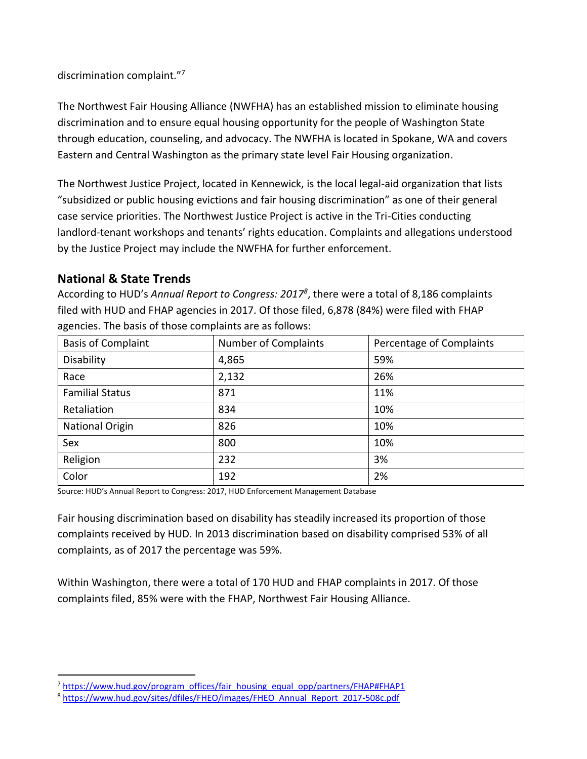discrimination complaint."[7]

The Northwest Fair Housing Alliance (NWFHA) has an established mission to eliminate housing discrimination and to ensure equal housing opportunity for the people of Washington State through education, counseling, and advocacy. The NWFHA is located in Spokane, WA and covers Eastern and Central Washington as the primary state level Fair Housing organization.

The Northwest Justice Project, located in Kennewick, is the local legal-aid organization that lists "subsidized or public housing evictions and fair housing discrimination" as one of their general case service priorities. The Northwest Justice Project is active in the Tri-Cities conducting landlord-tenant workshops and tenants' rights education. Complaints and allegations understood by the Justice Project may include the NWFHA for further enforcement.

## National & State Trends

According to HUD's *Annual Report to Congress: 2017*[8], there were a total of 8,186 complaints filed with HUD and FHAP agencies in 2017. Of those filed, 6,878 (84%) were filed with FHAP agencies. The basis of those complaints are as follows:

| Basis of Complaint | Number of Complaints | Percentage of Complaints |
|---|---|---|
| Disability | 4,865 | 59% |
| Race | 2,132 | 26% |
| Familial Status | 871 | 11% |
| Retaliation | 834 | 10% |
| National Origin | 826 | 10% |
| Sex | 800 | 10% |
| Religion | 232 | 3% |
| Color | 192 | 2% |

Source: HUD's Annual Report to Congress: 2017, HUD Enforcement Management Database

Fair housing discrimination based on disability has steadily increased its proportion of those complaints received by HUD. In 2013 discrimination based on disability comprised 53% of all complaints, as of 2017 the percentage was 59%.

Within Washington, there were a total of 170 HUD and FHAP complaints in 2017. Of those complaints filed, 85% were with the FHAP, Northwest Fair Housing Alliance.

---

[7] https://www.hud.gov/program_offices/fair_housing_equal_opp/partners/FHAP#FHAP1

[8] https://www.hud.gov/sites/dfiles/FHEO/images/FHEO_Annual_Report_2017-508c.pdf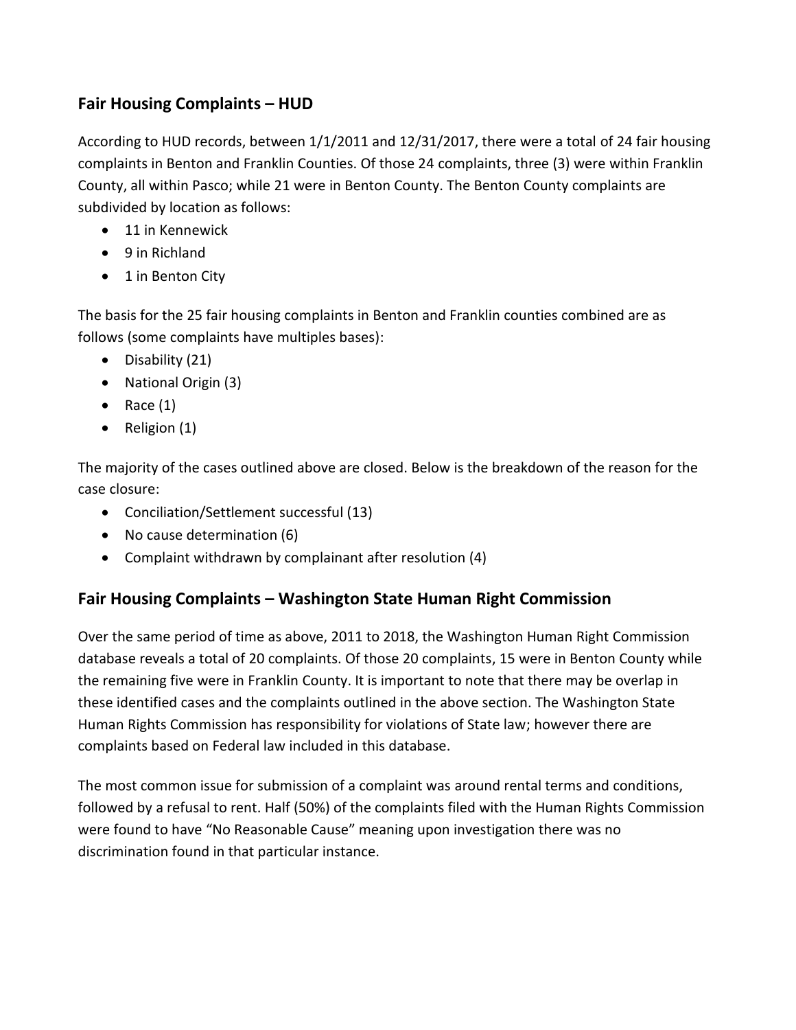## Fair Housing Complaints – HUD

According to HUD records, between 1/1/2011 and 12/31/2017, there were a total of 24 fair housing complaints in Benton and Franklin Counties. Of those 24 complaints, three (3) were within Franklin County, all within Pasco; while 21 were in Benton County. The Benton County complaints are subdivided by location as follows:

- 11 in Kennewick
- 9 in Richland
- 1 in Benton City

The basis for the 25 fair housing complaints in Benton and Franklin counties combined are as follows (some complaints have multiples bases):

- Disability (21)
- National Origin (3)
- Race (1)
- Religion (1)

The majority of the cases outlined above are closed. Below is the breakdown of the reason for the case closure:

- Conciliation/Settlement successful (13)
- No cause determination (6)
- Complaint withdrawn by complainant after resolution (4)

## Fair Housing Complaints – Washington State Human Right Commission

Over the same period of time as above, 2011 to 2018, the Washington Human Right Commission database reveals a total of 20 complaints. Of those 20 complaints, 15 were in Benton County while the remaining five were in Franklin County. It is important to note that there may be overlap in these identified cases and the complaints outlined in the above section. The Washington State Human Rights Commission has responsibility for violations of State law; however there are complaints based on Federal law included in this database.

The most common issue for submission of a complaint was around rental terms and conditions, followed by a refusal to rent. Half (50%) of the complaints filed with the Human Rights Commission were found to have "No Reasonable Cause" meaning upon investigation there was no discrimination found in that particular instance.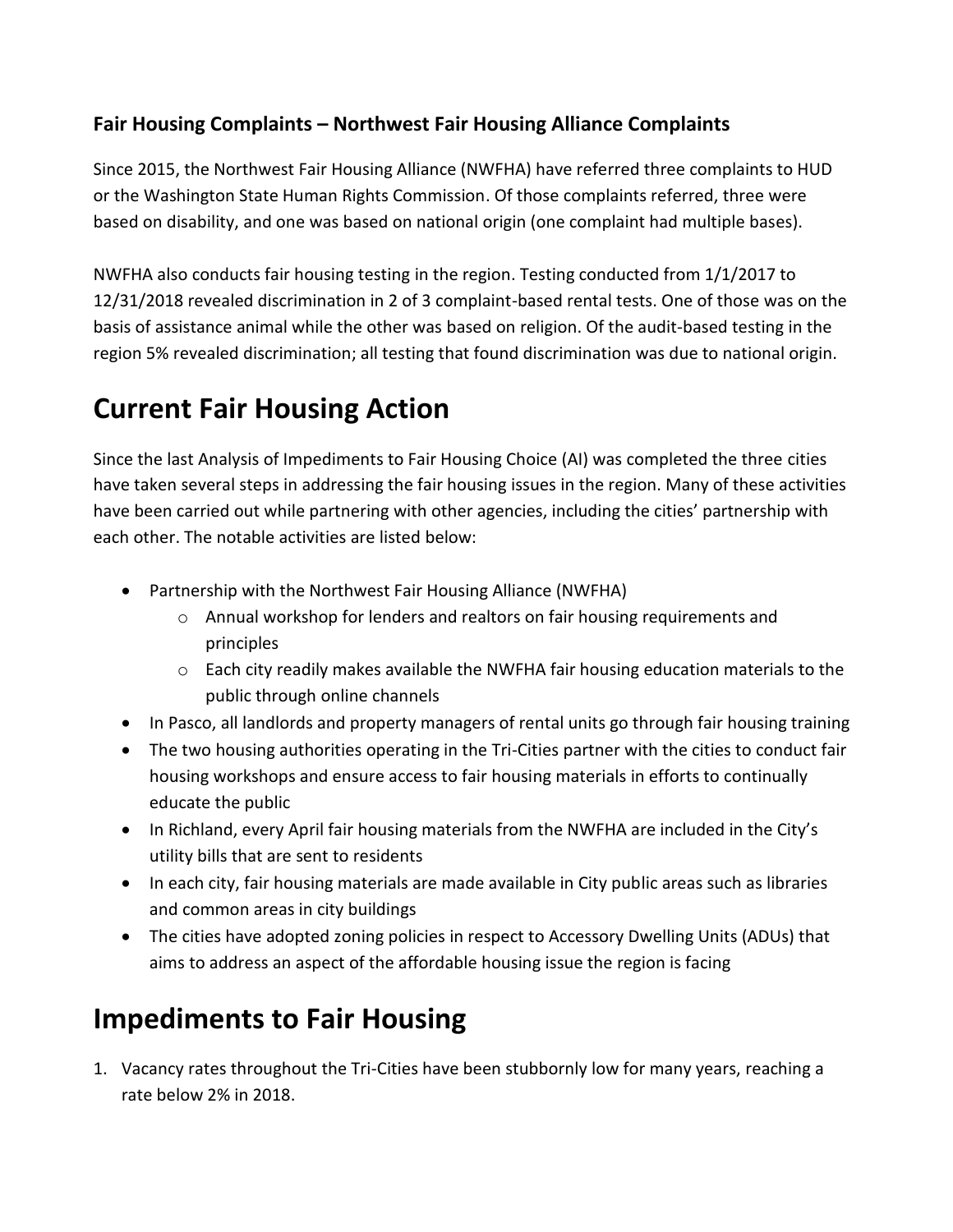### Fair Housing Complaints – Northwest Fair Housing Alliance Complaints

Since 2015, the Northwest Fair Housing Alliance (NWFHA) have referred three complaints to HUD or the Washington State Human Rights Commission. Of those complaints referred, three were based on disability, and one was based on national origin (one complaint had multiple bases).

NWFHA also conducts fair housing testing in the region. Testing conducted from 1/1/2017 to 12/31/2018 revealed discrimination in 2 of 3 complaint-based rental tests. One of those was on the basis of assistance animal while the other was based on religion. Of the audit-based testing in the region 5% revealed discrimination; all testing that found discrimination was due to national origin.

# Current Fair Housing Action

Since the last Analysis of Impediments to Fair Housing Choice (AI) was completed the three cities have taken several steps in addressing the fair housing issues in the region. Many of these activities have been carried out while partnering with other agencies, including the cities' partnership with each other. The notable activities are listed below:

- Partnership with the Northwest Fair Housing Alliance (NWFHA)
  - Annual workshop for lenders and realtors on fair housing requirements and principles
  - Each city readily makes available the NWFHA fair housing education materials to the public through online channels
- In Pasco, all landlords and property managers of rental units go through fair housing training
- The two housing authorities operating in the Tri-Cities partner with the cities to conduct fair housing workshops and ensure access to fair housing materials in efforts to continually educate the public
- In Richland, every April fair housing materials from the NWFHA are included in the City's utility bills that are sent to residents
- In each city, fair housing materials are made available in City public areas such as libraries and common areas in city buildings
- The cities have adopted zoning policies in respect to Accessory Dwelling Units (ADUs) that aims to address an aspect of the affordable housing issue the region is facing

# Impediments to Fair Housing

1. Vacancy rates throughout the Tri-Cities have been stubbornly low for many years, reaching a rate below 2% in 2018.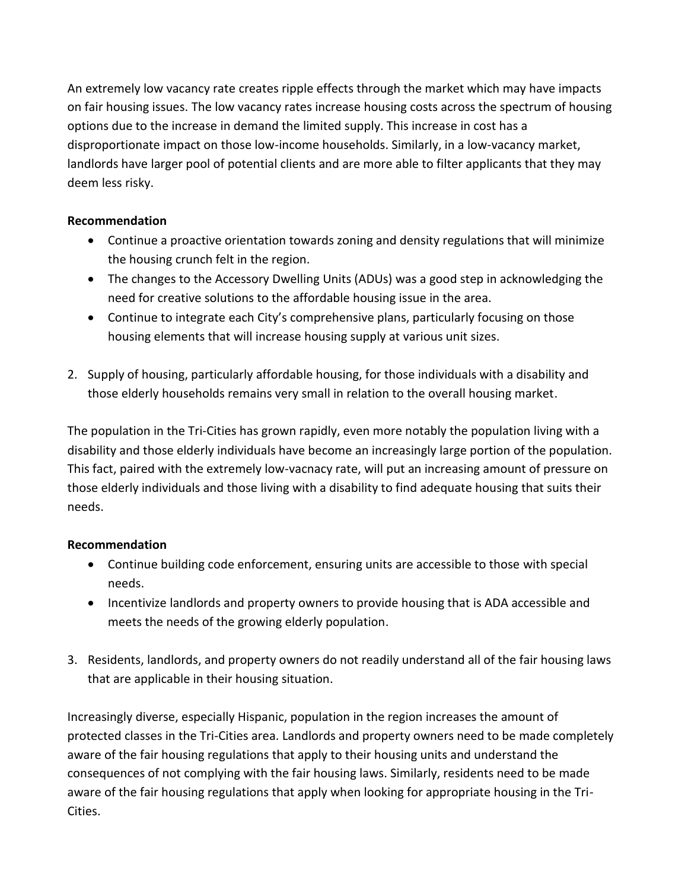An extremely low vacancy rate creates ripple effects through the market which may have impacts on fair housing issues. The low vacancy rates increase housing costs across the spectrum of housing options due to the increase in demand the limited supply. This increase in cost has a disproportionate impact on those low-income households. Similarly, in a low-vacancy market, landlords have larger pool of potential clients and are more able to filter applicants that they may deem less risky.

**Recommendation**

- Continue a proactive orientation towards zoning and density regulations that will minimize the housing crunch felt in the region.
- The changes to the Accessory Dwelling Units (ADUs) was a good step in acknowledging the need for creative solutions to the affordable housing issue in the area.
- Continue to integrate each City's comprehensive plans, particularly focusing on those housing elements that will increase housing supply at various unit sizes.

2. Supply of housing, particularly affordable housing, for those individuals with a disability and those elderly households remains very small in relation to the overall housing market.

The population in the Tri-Cities has grown rapidly, even more notably the population living with a disability and those elderly individuals have become an increasingly large portion of the population. This fact, paired with the extremely low-vacnacy rate, will put an increasing amount of pressure on those elderly individuals and those living with a disability to find adequate housing that suits their needs.

**Recommendation**

- Continue building code enforcement, ensuring units are accessible to those with special needs.
- Incentivize landlords and property owners to provide housing that is ADA accessible and meets the needs of the growing elderly population.

3. Residents, landlords, and property owners do not readily understand all of the fair housing laws that are applicable in their housing situation.

Increasingly diverse, especially Hispanic, population in the region increases the amount of protected classes in the Tri-Cities area. Landlords and property owners need to be made completely aware of the fair housing regulations that apply to their housing units and understand the consequences of not complying with the fair housing laws. Similarly, residents need to be made aware of the fair housing regulations that apply when looking for appropriate housing in the Tri-Cities.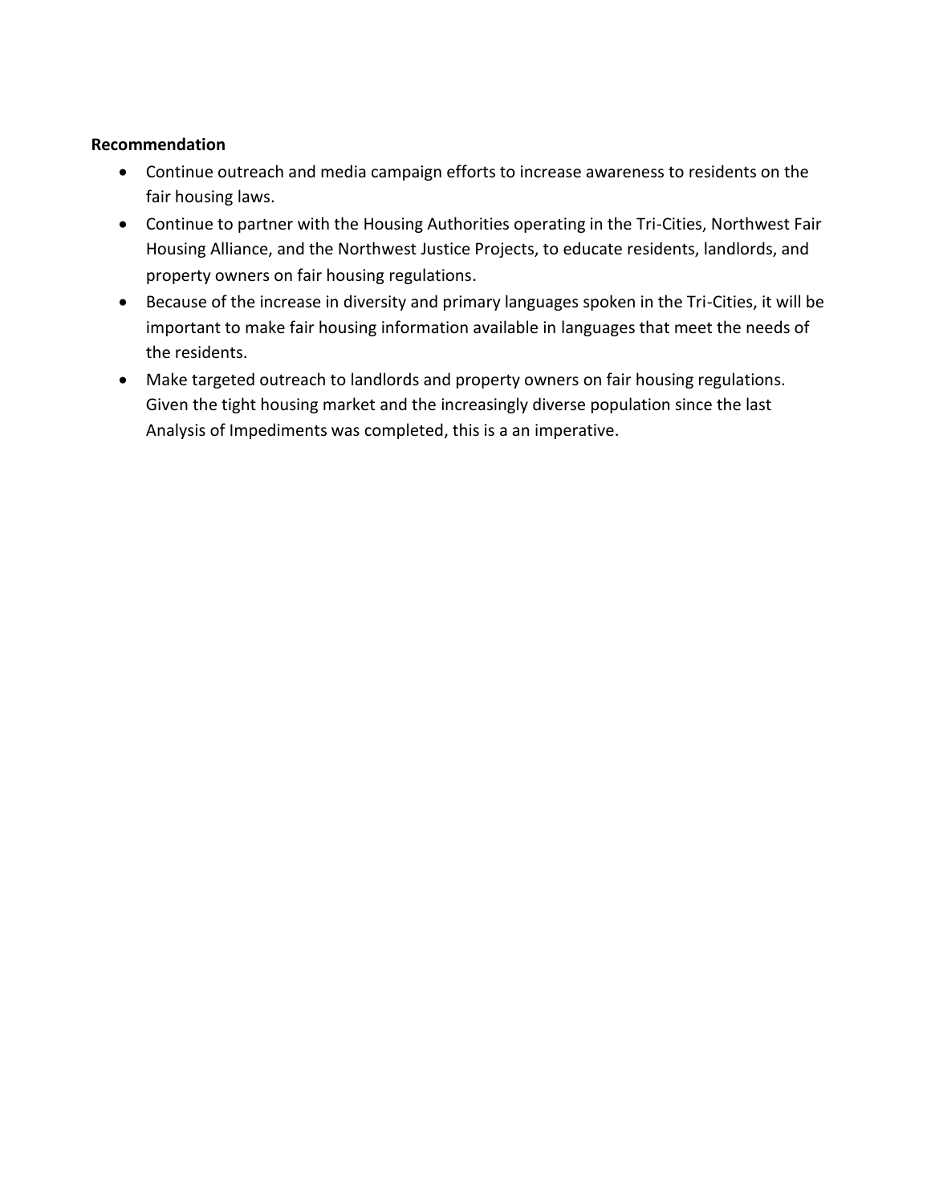**Recommendation**

- Continue outreach and media campaign efforts to increase awareness to residents on the fair housing laws.
- Continue to partner with the Housing Authorities operating in the Tri-Cities, Northwest Fair Housing Alliance, and the Northwest Justice Projects, to educate residents, landlords, and property owners on fair housing regulations.
- Because of the increase in diversity and primary languages spoken in the Tri-Cities, it will be important to make fair housing information available in languages that meet the needs of the residents.
- Make targeted outreach to landlords and property owners on fair housing regulations. Given the tight housing market and the increasingly diverse population since the last Analysis of Impediments was completed, this is a an imperative.